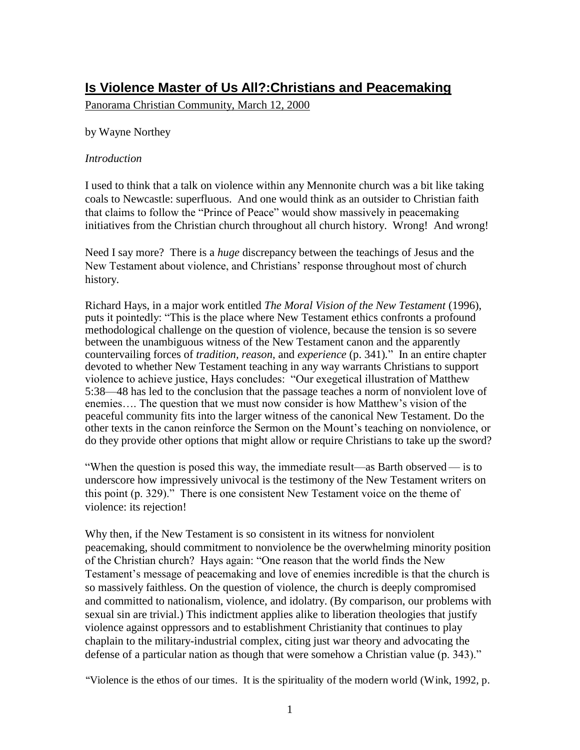# **Is Violence Master of Us All?:Christians and Peacemaking**

Panorama Christian Community, March 12, 2000

by Wayne Northey

*Introduction*

I used to think that a talk on violence within any Mennonite church was a bit like taking coals to Newcastle: superfluous. And one would think as an outsider to Christian faith that claims to follow the "Prince of Peace" would show massively in peacemaking initiatives from the Christian church throughout all church history. Wrong! And wrong!

Need I say more? There is a *huge* discrepancy between the teachings of Jesus and the New Testament about violence, and Christians' response throughout most of church history.

Richard Hays, in a major work entitled *The Moral Vision of the New Testament* (1996), puts it pointedly: "This is the place where New Testament ethics confronts a profound methodological challenge on the question of violence, because the tension is so severe between the unambiguous witness of the New Testament canon and the apparently countervailing forces of *tradition*, *reason*, and *experience* (p. 341)." In an entire chapter devoted to whether New Testament teaching in any way warrants Christians to support violence to achieve justice, Hays concludes: "Our exegetical illustration of Matthew 5:38—48 has led to the conclusion that the passage teaches a norm of nonviolent love of enemies…. The question that we must now consider is how Matthew's vision of the peaceful community fits into the larger witness of the canonical New Testament. Do the other texts in the canon reinforce the Sermon on the Mount's teaching on nonviolence, or do they provide other options that might allow or require Christians to take up the sword?

"When the question is posed this way, the immediate result—as Barth observed — is to underscore how impressively univocal is the testimony of the New Testament writers on this point (p. 329)." There is one consistent New Testament voice on the theme of violence: its rejection!

Why then, if the New Testament is so consistent in its witness for nonviolent peacemaking, should commitment to nonviolence be the overwhelming minority position of the Christian church? Hays again: "One reason that the world finds the New Testament's message of peacemaking and love of enemies incredible is that the church is so massively faithless. On the question of violence, the church is deeply compromised and committed to nationalism, violence, and idolatry. (By comparison, our problems with sexual sin are trivial.) This indictment applies alike to liberation theologies that justify violence against oppressors and to establishment Christianity that continues to play chaplain to the military-industrial complex, citing just war theory and advocating the defense of a particular nation as though that were somehow a Christian value (p. 343)."

"Violence is the ethos of our times. It is the spirituality of the modern world (Wink, 1992, p.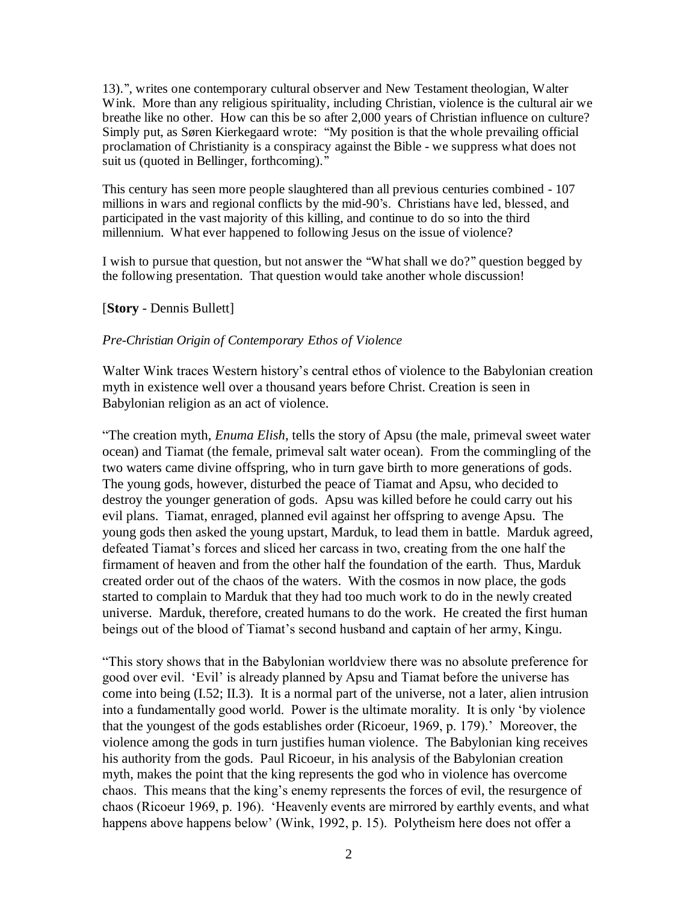13).", writes one contemporary cultural observer and New Testament theologian, Walter Wink. More than any religious spirituality, including Christian, violence is the cultural air we breathe like no other. How can this be so after 2,000 years of Christian influence on culture? Simply put, as Søren Kierkegaard wrote: "My position is that the whole prevailing official proclamation of Christianity is a conspiracy against the Bible - we suppress what does not suit us (quoted in Bellinger, forthcoming)."

This century has seen more people slaughtered than all previous centuries combined - 107 millions in wars and regional conflicts by the mid-90's. Christians have led, blessed, and participated in the vast majority of this killing, and continue to do so into the third millennium. What ever happened to following Jesus on the issue of violence?

I wish to pursue that question, but not answer the "What shall we do?" question begged by the following presentation. That question would take another whole discussion!

[**Story** - Dennis Bullett]

*Pre-Christian Origin of Contemporary Ethos of Violence*

Walter Wink traces Western history's central ethos of violence to the Babylonian creation myth in existence well over a thousand years before Christ. Creation is seen in Babylonian religion as an act of violence.

"The creation myth, *Enuma Elish,* tells the story of Apsu (the male, primeval sweet water ocean) and Tiamat (the female, primeval salt water ocean). From the commingling of the two waters came divine offspring, who in turn gave birth to more generations of gods. The young gods, however, disturbed the peace of Tiamat and Apsu, who decided to destroy the younger generation of gods. Apsu was killed before he could carry out his evil plans. Tiamat, enraged, planned evil against her offspring to avenge Apsu. The young gods then asked the young upstart, Marduk, to lead them in battle. Marduk agreed, defeated Tiamat's forces and sliced her carcass in two, creating from the one half the firmament of heaven and from the other half the foundation of the earth. Thus, Marduk created order out of the chaos of the waters. With the cosmos in now place, the gods started to complain to Marduk that they had too much work to do in the newly created universe. Marduk, therefore, created humans to do the work. He created the first human beings out of the blood of Tiamat's second husband and captain of her army, Kingu.

"This story shows that in the Babylonian worldview there was no absolute preference for good over evil. 'Evil' is already planned by Apsu and Tiamat before the universe has come into being (I.52; II.3). It is a normal part of the universe, not a later, alien intrusion into a fundamentally good world. Power is the ultimate morality. It is only 'by violence that the youngest of the gods establishes order (Ricoeur, 1969, p. 179).' Moreover, the violence among the gods in turn justifies human violence. The Babylonian king receives his authority from the gods. Paul Ricoeur, in his analysis of the Babylonian creation myth, makes the point that the king represents the god who in violence has overcome chaos. This means that the king's enemy represents the forces of evil, the resurgence of chaos (Ricoeur 1969, p. 196). 'Heavenly events are mirrored by earthly events, and what happens above happens below' (Wink, 1992, p. 15). Polytheism here does not offer a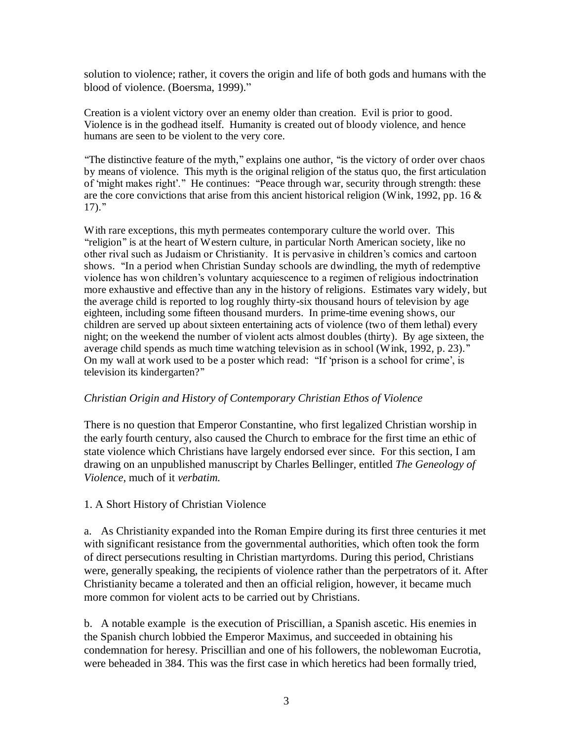solution to violence; rather, it covers the origin and life of both gods and humans with the blood of violence. (Boersma, 1999)."

Creation is a violent victory over an enemy older than creation. Evil is prior to good. Violence is in the godhead itself. Humanity is created out of bloody violence, and hence humans are seen to be violent to the very core.

"The distinctive feature of the myth," explains one author, "is the victory of order over chaos by means of violence. This myth is the original religion of the status quo, the first articulation of 'might makes right'." He continues: "Peace through war, security through strength: these are the core convictions that arise from this ancient historical religion (Wink, 1992, pp. 16 & 17)."

With rare exceptions, this myth permeates contemporary culture the world over. This "religion" is at the heart of Western culture, in particular North American society, like no other rival such as Judaism or Christianity. It is pervasive in children's comics and cartoon shows. "In a period when Christian Sunday schools are dwindling, the myth of redemptive violence has won children's voluntary acquiescence to a regimen of religious indoctrination more exhaustive and effective than any in the history of religions. Estimates vary widely, but the average child is reported to log roughly thirty-six thousand hours of television by age eighteen, including some fifteen thousand murders. In prime-time evening shows, our children are served up about sixteen entertaining acts of violence (two of them lethal) every night; on the weekend the number of violent acts almost doubles (thirty). By age sixteen, the average child spends as much time watching television as in school (Wink, 1992, p. 23)." On my wall at work used to be a poster which read: "If 'prison is a school for crime', is television its kindergarten?"

*Christian Origin and History of Contemporary Christian Ethos of Violence*

There is no question that Emperor Constantine, who first legalized Christian worship in the early fourth century, also caused the Church to embrace for the first time an ethic of state violence which Christians have largely endorsed ever since. For this section, I am drawing on an unpublished manuscript by Charles Bellinger, entitled *The Geneology of Violence*, much of it *verbatim.*

1. A Short History of Christian Violence

a. As Christianity expanded into the Roman Empire during its first three centuries it met with significant resistance from the governmental authorities, which often took the form of direct persecutions resulting in Christian martyrdoms. During this period, Christians were, generally speaking, the recipients of violence rather than the perpetrators of it. After Christianity became a tolerated and then an official religion, however, it became much more common for violent acts to be carried out by Christians.

b. A notable example is the execution of Priscillian, a Spanish ascetic. His enemies in the Spanish church lobbied the Emperor Maximus, and succeeded in obtaining his condemnation for heresy. Priscillian and one of his followers, the noblewoman Eucrotia, were beheaded in 384. This was the first case in which heretics had been formally tried,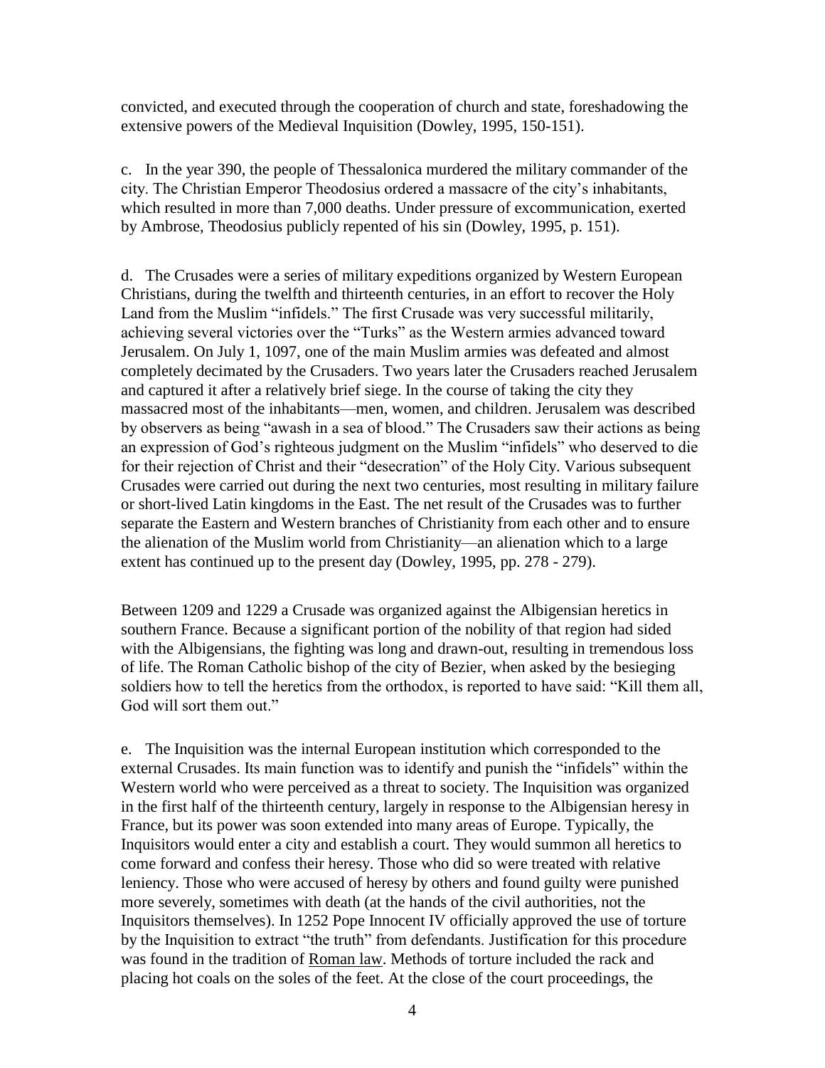convicted, and executed through the cooperation of church and state, foreshadowing the extensive powers of the Medieval Inquisition (Dowley, 1995, 150-151).

c. In the year 390, the people of Thessalonica murdered the military commander of the city. The Christian Emperor Theodosius ordered a massacre of the city's inhabitants, which resulted in more than 7,000 deaths. Under pressure of excommunication, exerted by Ambrose, Theodosius publicly repented of his sin (Dowley, 1995, p. 151).

d. The Crusades were a series of military expeditions organized by Western European Christians, during the twelfth and thirteenth centuries, in an effort to recover the Holy Land from the Muslim "infidels." The first Crusade was very successful militarily, achieving several victories over the "Turks" as the Western armies advanced toward Jerusalem. On July 1, 1097, one of the main Muslim armies was defeated and almost completely decimated by the Crusaders. Two years later the Crusaders reached Jerusalem and captured it after a relatively brief siege. In the course of taking the city they massacred most of the inhabitants—men, women, and children. Jerusalem was described by observers as being "awash in a sea of blood." The Crusaders saw their actions as being an expression of God's righteous judgment on the Muslim "infidels" who deserved to die for their rejection of Christ and their "desecration" of the Holy City. Various subsequent Crusades were carried out during the next two centuries, most resulting in military failure or short-lived Latin kingdoms in the East. The net result of the Crusades was to further separate the Eastern and Western branches of Christianity from each other and to ensure the alienation of the Muslim world from Christianity—an alienation which to a large extent has continued up to the present day (Dowley, 1995, pp. 278 - 279).

Between 1209 and 1229 a Crusade was organized against the Albigensian heretics in southern France. Because a significant portion of the nobility of that region had sided with the Albigensians, the fighting was long and drawn-out, resulting in tremendous loss of life. The Roman Catholic bishop of the city of Bezier, when asked by the besieging soldiers how to tell the heretics from the orthodox, is reported to have said: "Kill them all, God will sort them out."

e. The Inquisition was the internal European institution which corresponded to the external Crusades. Its main function was to identify and punish the "infidels" within the Western world who were perceived as a threat to society. The Inquisition was organized in the first half of the thirteenth century, largely in response to the Albigensian heresy in France, but its power was soon extended into many areas of Europe. Typically, the Inquisitors would enter a city and establish a court. They would summon all heretics to come forward and confess their heresy. Those who did so were treated with relative leniency. Those who were accused of heresy by others and found guilty were punished more severely, sometimes with death (at the hands of the civil authorities, not the Inquisitors themselves). In 1252 Pope Innocent IV officially approved the use of torture by the Inquisition to extract "the truth" from defendants. Justification for this procedure was found in the tradition of Roman law. Methods of torture included the rack and placing hot coals on the soles of the feet. At the close of the court proceedings, the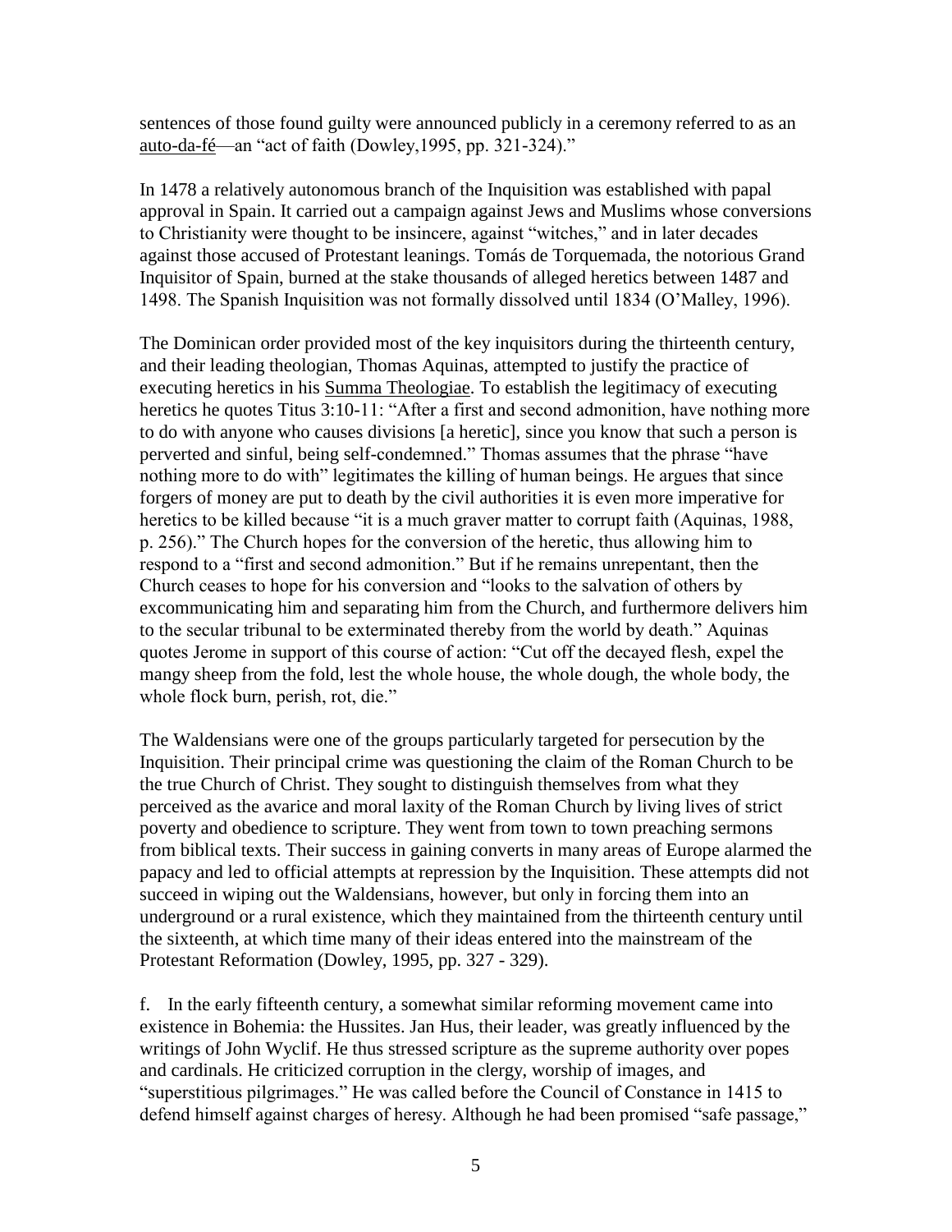sentences of those found guilty were announced publicly in a ceremony referred to as an auto-da-fé—an "act of faith (Dowley,1995, pp. 321-324)."

In 1478 a relatively autonomous branch of the Inquisition was established with papal approval in Spain. It carried out a campaign against Jews and Muslims whose conversions to Christianity were thought to be insincere, against "witches," and in later decades against those accused of Protestant leanings. Tomás de Torquemada, the notorious Grand Inquisitor of Spain, burned at the stake thousands of alleged heretics between 1487 and 1498. The Spanish Inquisition was not formally dissolved until 1834 (O'Malley, 1996).

The Dominican order provided most of the key inquisitors during the thirteenth century, and their leading theologian, Thomas Aquinas, attempted to justify the practice of executing heretics in his Summa Theologiae. To establish the legitimacy of executing heretics he quotes Titus 3:10-11: "After a first and second admonition, have nothing more to do with anyone who causes divisions [a heretic], since you know that such a person is perverted and sinful, being self-condemned." Thomas assumes that the phrase "have nothing more to do with" legitimates the killing of human beings. He argues that since forgers of money are put to death by the civil authorities it is even more imperative for heretics to be killed because "it is a much graver matter to corrupt faith (Aquinas, 1988, p. 256)." The Church hopes for the conversion of the heretic, thus allowing him to respond to a "first and second admonition." But if he remains unrepentant, then the Church ceases to hope for his conversion and "looks to the salvation of others by excommunicating him and separating him from the Church, and furthermore delivers him to the secular tribunal to be exterminated thereby from the world by death." Aquinas quotes Jerome in support of this course of action: "Cut off the decayed flesh, expel the mangy sheep from the fold, lest the whole house, the whole dough, the whole body, the whole flock burn, perish, rot, die."

The Waldensians were one of the groups particularly targeted for persecution by the Inquisition. Their principal crime was questioning the claim of the Roman Church to be the true Church of Christ. They sought to distinguish themselves from what they perceived as the avarice and moral laxity of the Roman Church by living lives of strict poverty and obedience to scripture. They went from town to town preaching sermons from biblical texts. Their success in gaining converts in many areas of Europe alarmed the papacy and led to official attempts at repression by the Inquisition. These attempts did not succeed in wiping out the Waldensians, however, but only in forcing them into an underground or a rural existence, which they maintained from the thirteenth century until the sixteenth, at which time many of their ideas entered into the mainstream of the Protestant Reformation (Dowley, 1995, pp. 327 - 329).

f. In the early fifteenth century, a somewhat similar reforming movement came into existence in Bohemia: the Hussites. Jan Hus, their leader, was greatly influenced by the writings of John Wyclif. He thus stressed scripture as the supreme authority over popes and cardinals. He criticized corruption in the clergy, worship of images, and "superstitious pilgrimages." He was called before the Council of Constance in 1415 to defend himself against charges of heresy. Although he had been promised "safe passage,"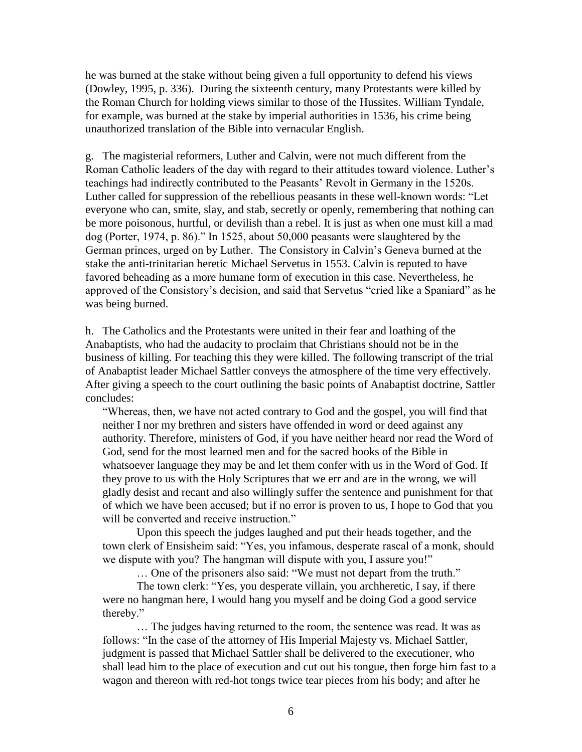he was burned at the stake without being given a full opportunity to defend his views (Dowley, 1995, p. 336). During the sixteenth century, many Protestants were killed by the Roman Church for holding views similar to those of the Hussites. William Tyndale, for example, was burned at the stake by imperial authorities in 1536, his crime being unauthorized translation of the Bible into vernacular English.

g. The magisterial reformers, Luther and Calvin, were not much different from the Roman Catholic leaders of the day with regard to their attitudes toward violence. Luther's teachings had indirectly contributed to the Peasants' Revolt in Germany in the 1520s. Luther called for suppression of the rebellious peasants in these well-known words: "Let everyone who can, smite, slay, and stab, secretly or openly, remembering that nothing can be more poisonous, hurtful, or devilish than a rebel. It is just as when one must kill a mad dog (Porter, 1974, p. 86)." In 1525, about 50,000 peasants were slaughtered by the German princes, urged on by Luther. The Consistory in Calvin's Geneva burned at the stake the anti-trinitarian heretic Michael Servetus in 1553. Calvin is reputed to have favored beheading as a more humane form of execution in this case. Nevertheless, he approved of the Consistory's decision, and said that Servetus "cried like a Spaniard" as he was being burned.

h. The Catholics and the Protestants were united in their fear and loathing of the Anabaptists, who had the audacity to proclaim that Christians should not be in the business of killing. For teaching this they were killed. The following transcript of the trial of Anabaptist leader Michael Sattler conveys the atmosphere of the time very effectively. After giving a speech to the court outlining the basic points of Anabaptist doctrine, Sattler concludes:

> "Whereas, then, we have not acted contrary to God and the gospel, you will find that neither I nor my brethren and sisters have offended in word or deed against any authority. Therefore, ministers of God, if you have neither heard nor read the Word of God, send for the most learned men and for the sacred books of the Bible in whatsoever language they may be and let them confer with us in the Word of God. If they prove to us with the Holy Scriptures that we err and are in the wrong, we will gladly desist and recant and also willingly suffer the sentence and punishment for that of which we have been accused; but if no error is proven to us, I hope to God that you will be converted and receive instruction."
>
> Upon this speech the judges laughed and put their heads together, and the town clerk of Ensisheim said: "Yes, you infamous, desperate rascal of a monk, should we dispute with you? The hangman will dispute with you, I assure you!"
>
> … One of the prisoners also said: "We must not depart from the truth."
>
> The town clerk: "Yes, you desperate villain, you archheretic, I say, if there were no hangman here, I would hang you myself and be doing God a good service thereby."
>
> … The judges having returned to the room, the sentence was read. It was as follows: "In the case of the attorney of His Imperial Majesty vs. Michael Sattler, judgment is passed that Michael Sattler shall be delivered to the executioner, who shall lead him to the place of execution and cut out his tongue, then forge him fast to a wagon and thereon with red-hot tongs twice tear pieces from his body; and after he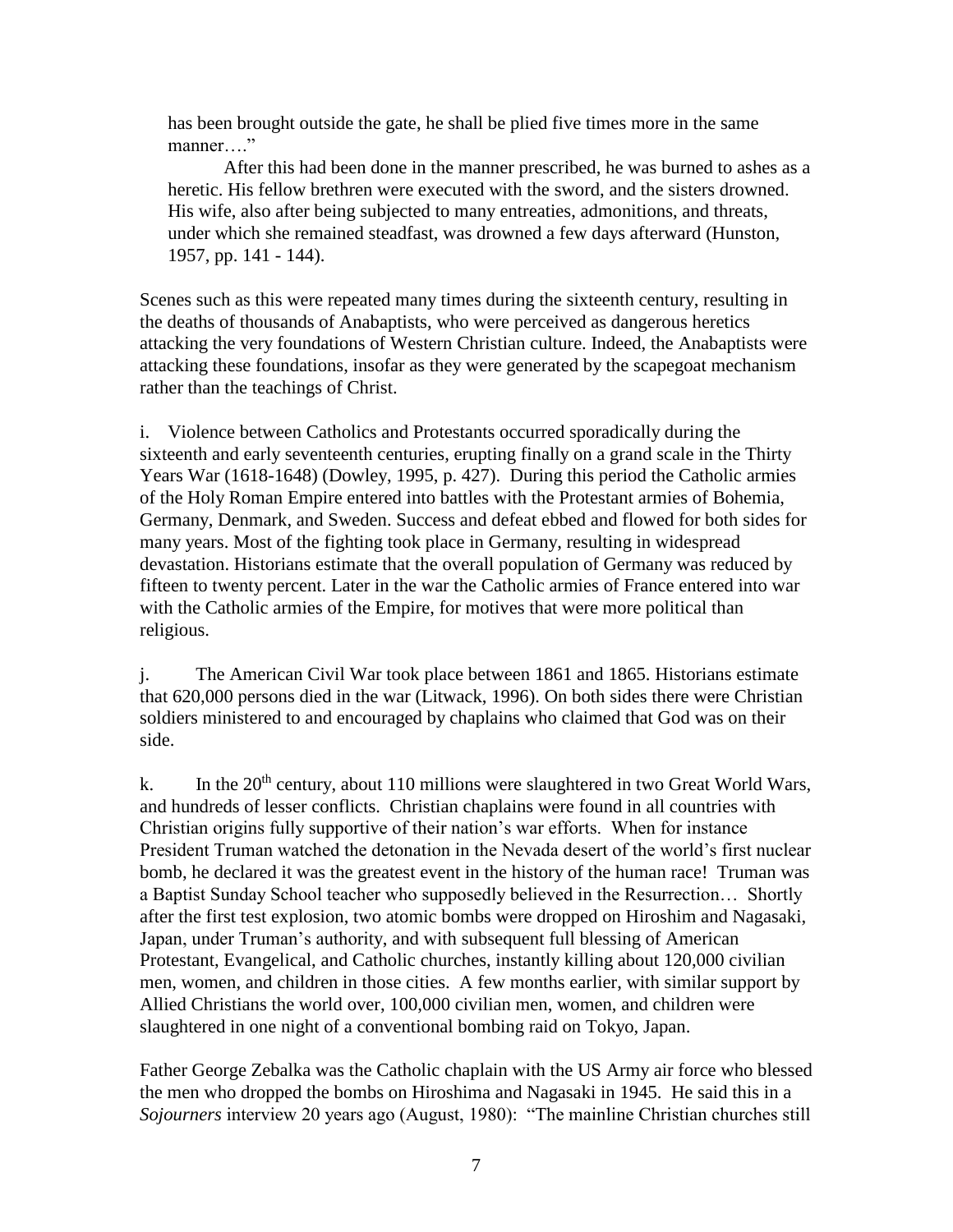> has been brought outside the gate, he shall be plied five times more in the same manner…."
>
> After this had been done in the manner prescribed, he was burned to ashes as a heretic. His fellow brethren were executed with the sword, and the sisters drowned. His wife, also after being subjected to many entreaties, admonitions, and threats, under which she remained steadfast, was drowned a few days afterward (Hunston, 1957, pp. 141 - 144).

Scenes such as this were repeated many times during the sixteenth century, resulting in the deaths of thousands of Anabaptists, who were perceived as dangerous heretics attacking the very foundations of Western Christian culture. Indeed, the Anabaptists were attacking these foundations, insofar as they were generated by the scapegoat mechanism rather than the teachings of Christ.

i. Violence between Catholics and Protestants occurred sporadically during the sixteenth and early seventeenth centuries, erupting finally on a grand scale in the Thirty Years War (1618-1648) (Dowley, 1995, p. 427). During this period the Catholic armies of the Holy Roman Empire entered into battles with the Protestant armies of Bohemia, Germany, Denmark, and Sweden. Success and defeat ebbed and flowed for both sides for many years. Most of the fighting took place in Germany, resulting in widespread devastation. Historians estimate that the overall population of Germany was reduced by fifteen to twenty percent. Later in the war the Catholic armies of France entered into war with the Catholic armies of the Empire, for motives that were more political than religious.

j. The American Civil War took place between 1861 and 1865. Historians estimate that 620,000 persons died in the war (Litwack, 1996). On both sides there were Christian soldiers ministered to and encouraged by chaplains who claimed that God was on their side.

k. In the 20th century, about 110 millions were slaughtered in two Great World Wars, and hundreds of lesser conflicts. Christian chaplains were found in all countries with Christian origins fully supportive of their nation's war efforts. When for instance President Truman watched the detonation in the Nevada desert of the world's first nuclear bomb, he declared it was the greatest event in the history of the human race! Truman was a Baptist Sunday School teacher who supposedly believed in the Resurrection… Shortly after the first test explosion, two atomic bombs were dropped on Hiroshim and Nagasaki, Japan, under Truman's authority, and with subsequent full blessing of American Protestant, Evangelical, and Catholic churches, instantly killing about 120,000 civilian men, women, and children in those cities. A few months earlier, with similar support by Allied Christians the world over, 100,000 civilian men, women, and children were slaughtered in one night of a conventional bombing raid on Tokyo, Japan.

Father George Zebalka was the Catholic chaplain with the US Army air force who blessed the men who dropped the bombs on Hiroshima and Nagasaki in 1945. He said this in a *Sojourners* interview 20 years ago (August, 1980): "The mainline Christian churches still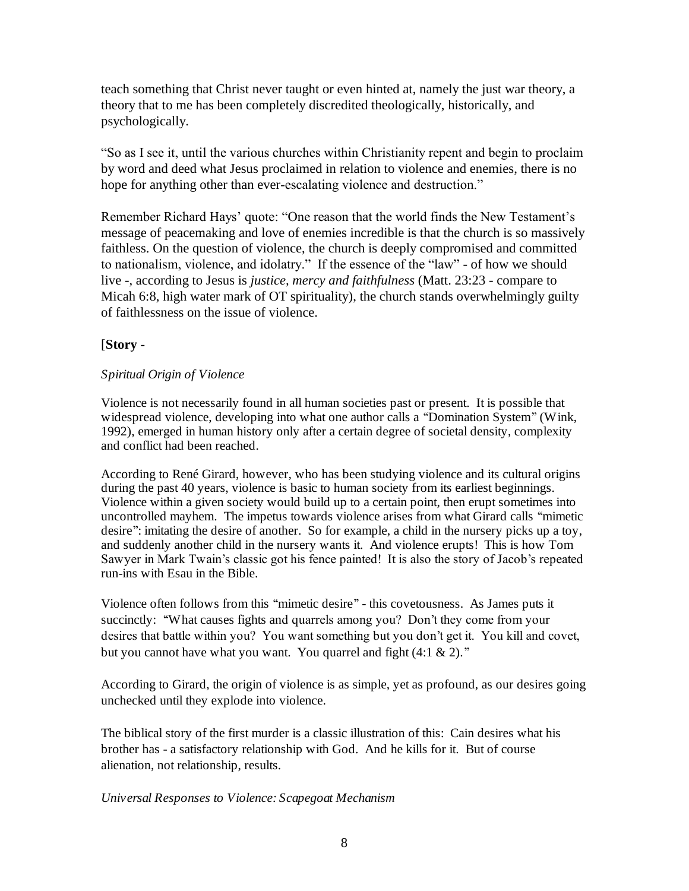teach something that Christ never taught or even hinted at, namely the just war theory, a theory that to me has been completely discredited theologically, historically, and psychologically.

"So as I see it, until the various churches within Christianity repent and begin to proclaim by word and deed what Jesus proclaimed in relation to violence and enemies, there is no hope for anything other than ever-escalating violence and destruction."

Remember Richard Hays' quote: "One reason that the world finds the New Testament's message of peacemaking and love of enemies incredible is that the church is so massively faithless. On the question of violence, the church is deeply compromised and committed to nationalism, violence, and idolatry." If the essence of the "law" - of how we should live -, according to Jesus is *justice, mercy and faithfulness* (Matt. 23:23 - compare to Micah 6:8, high water mark of OT spirituality), the church stands overwhelmingly guilty of faithlessness on the issue of violence.

[**Story** -

*Spiritual Origin of Violence*

Violence is not necessarily found in all human societies past or present. It is possible that widespread violence, developing into what one author calls a "Domination System" (Wink, 1992), emerged in human history only after a certain degree of societal density, complexity and conflict had been reached.

According to René Girard, however, who has been studying violence and its cultural origins during the past 40 years, violence is basic to human society from its earliest beginnings. Violence within a given society would build up to a certain point, then erupt sometimes into uncontrolled mayhem. The impetus towards violence arises from what Girard calls "mimetic desire": imitating the desire of another. So for example, a child in the nursery picks up a toy, and suddenly another child in the nursery wants it. And violence erupts! This is how Tom Sawyer in Mark Twain's classic got his fence painted! It is also the story of Jacob's repeated run-ins with Esau in the Bible.

Violence often follows from this "mimetic desire" - this covetousness. As James puts it succinctly: "What causes fights and quarrels among you? Don't they come from your desires that battle within you? You want something but you don't get it. You kill and covet, but you cannot have what you want. You quarrel and fight (4:1 & 2)."

According to Girard, the origin of violence is as simple, yet as profound, as our desires going unchecked until they explode into violence.

The biblical story of the first murder is a classic illustration of this: Cain desires what his brother has - a satisfactory relationship with God. And he kills for it. But of course alienation, not relationship, results.

*Universal Responses to Violence: Scapegoat Mechanism*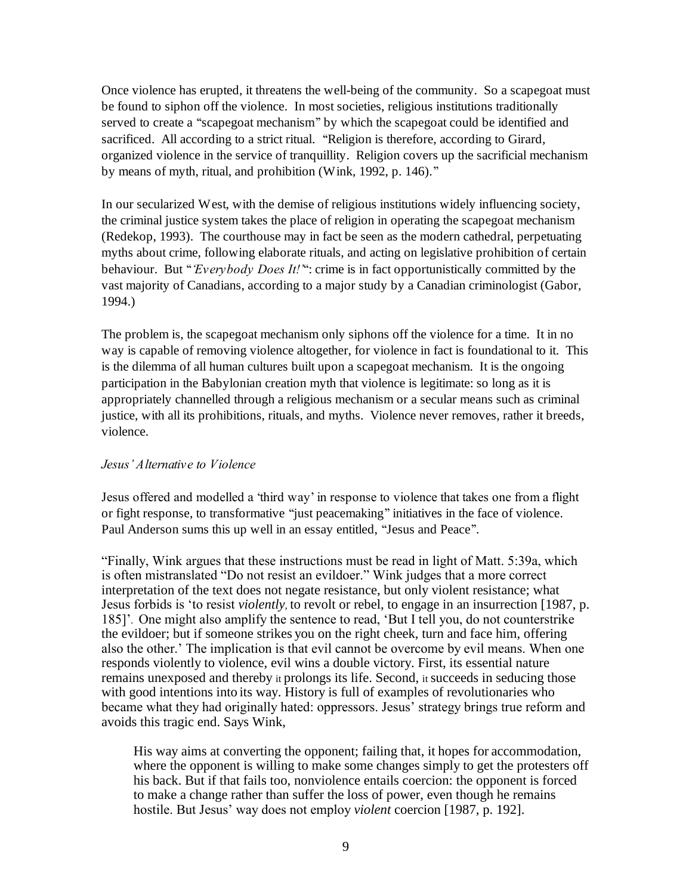Once violence has erupted, it threatens the well-being of the community. So a scapegoat must be found to siphon off the violence. In most societies, religious institutions traditionally served to create a "scapegoat mechanism" by which the scapegoat could be identified and sacrificed. All according to a strict ritual. "Religion is therefore, according to Girard, organized violence in the service of tranquillity. Religion covers up the sacrificial mechanism by means of myth, ritual, and prohibition (Wink, 1992, p. 146)."

In our secularized West, with the demise of religious institutions widely influencing society, the criminal justice system takes the place of religion in operating the scapegoat mechanism (Redekop, 1993). The courthouse may in fact be seen as the modern cathedral, perpetuating myths about crime, following elaborate rituals, and acting on legislative prohibition of certain behaviour. But "*'Everybody Does It!'*": crime is in fact opportunistically committed by the vast majority of Canadians, according to a major study by a Canadian criminologist (Gabor, 1994.)

The problem is, the scapegoat mechanism only siphons off the violence for a time. It in no way is capable of removing violence altogether, for violence in fact is foundational to it. This is the dilemma of all human cultures built upon a scapegoat mechanism. It is the ongoing participation in the Babylonian creation myth that violence is legitimate: so long as it is appropriately channelled through a religious mechanism or a secular means such as criminal justice, with all its prohibitions, rituals, and myths. Violence never removes, rather it breeds, violence.

*Jesus' Alternative to Violence*

Jesus offered and modelled a 'third way' in response to violence that takes one from a flight or fight response, to transformative "just peacemaking" initiatives in the face of violence. Paul Anderson sums this up well in an essay entitled, "Jesus and Peace".

"Finally, Wink argues that these instructions must be read in light of Matt. 5:39a, which is often mistranslated "Do not resist an evildoer." Wink judges that a more correct interpretation of the text does not negate resistance, but only violent resistance; what Jesus forbids is 'to resist *violently*, to revolt or rebel, to engage in an insurrection [1987, p. 185]'. One might also amplify the sentence to read, 'But I tell you, do not counterstrike the evildoer; but if someone strikes you on the right cheek, turn and face him, offering also the other.' The implication is that evil cannot be overcome by evil means. When one responds violently to violence, evil wins a double victory. First, its essential nature remains unexposed and thereby it prolongs its life. Second, it succeeds in seducing those with good intentions into its way. History is full of examples of revolutionaries who became what they had originally hated: oppressors. Jesus' strategy brings true reform and avoids this tragic end. Says Wink,

> His way aims at converting the opponent; failing that, it hopes for accommodation, where the opponent is willing to make some changes simply to get the protesters off his back. But if that fails too, nonviolence entails coercion: the opponent is forced to make a change rather than suffer the loss of power, even though he remains hostile. But Jesus' way does not employ *violent* coercion [1987, p. 192].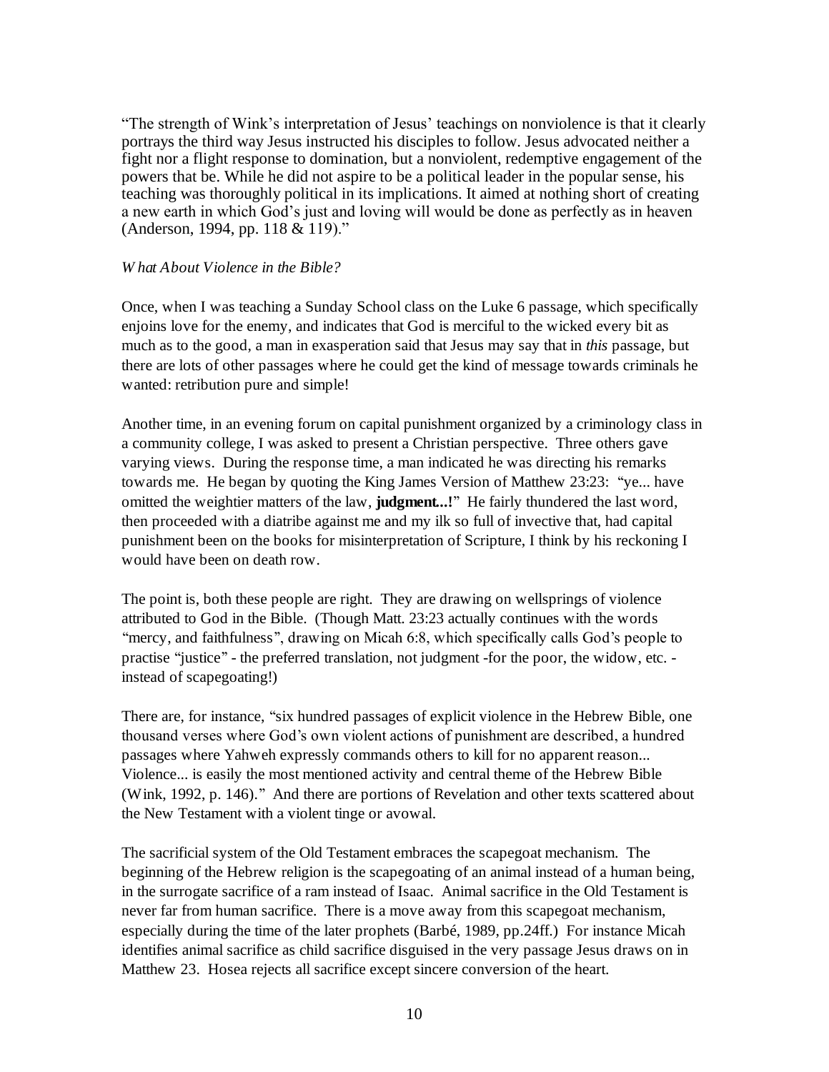"The strength of Wink's interpretation of Jesus' teachings on nonviolence is that it clearly portrays the third way Jesus instructed his disciples to follow. Jesus advocated neither a fight nor a flight response to domination, but a nonviolent, redemptive engagement of the powers that be. While he did not aspire to be a political leader in the popular sense, his teaching was thoroughly political in its implications. It aimed at nothing short of creating a new earth in which God's just and loving will would be done as perfectly as in heaven (Anderson, 1994, pp. 118 & 119)."

*What About Violence in the Bible?*

Once, when I was teaching a Sunday School class on the Luke 6 passage, which specifically enjoins love for the enemy, and indicates that God is merciful to the wicked every bit as much as to the good, a man in exasperation said that Jesus may say that in *this* passage, but there are lots of other passages where he could get the kind of message towards criminals he wanted: retribution pure and simple!

Another time, in an evening forum on capital punishment organized by a criminology class in a community college, I was asked to present a Christian perspective. Three others gave varying views. During the response time, a man indicated he was directing his remarks towards me. He began by quoting the King James Version of Matthew 23:23: "ye... have omitted the weightier matters of the law, **judgment...!**" He fairly thundered the last word, then proceeded with a diatribe against me and my ilk so full of invective that, had capital punishment been on the books for misinterpretation of Scripture, I think by his reckoning I would have been on death row.

The point is, both these people are right. They are drawing on wellsprings of violence attributed to God in the Bible. (Though Matt. 23:23 actually continues with the words "mercy, and faithfulness", drawing on Micah 6:8, which specifically calls God's people to practise "justice" - the preferred translation, not judgment -for the poor, the widow, etc. - instead of scapegoating!)

There are, for instance, "six hundred passages of explicit violence in the Hebrew Bible, one thousand verses where God's own violent actions of punishment are described, a hundred passages where Yahweh expressly commands others to kill for no apparent reason... Violence... is easily the most mentioned activity and central theme of the Hebrew Bible (Wink, 1992, p. 146)." And there are portions of Revelation and other texts scattered about the New Testament with a violent tinge or avowal.

The sacrificial system of the Old Testament embraces the scapegoat mechanism. The beginning of the Hebrew religion is the scapegoating of an animal instead of a human being, in the surrogate sacrifice of a ram instead of Isaac. Animal sacrifice in the Old Testament is never far from human sacrifice. There is a move away from this scapegoat mechanism, especially during the time of the later prophets (Barbé, 1989, pp.24ff.) For instance Micah identifies animal sacrifice as child sacrifice disguised in the very passage Jesus draws on in Matthew 23. Hosea rejects all sacrifice except sincere conversion of the heart.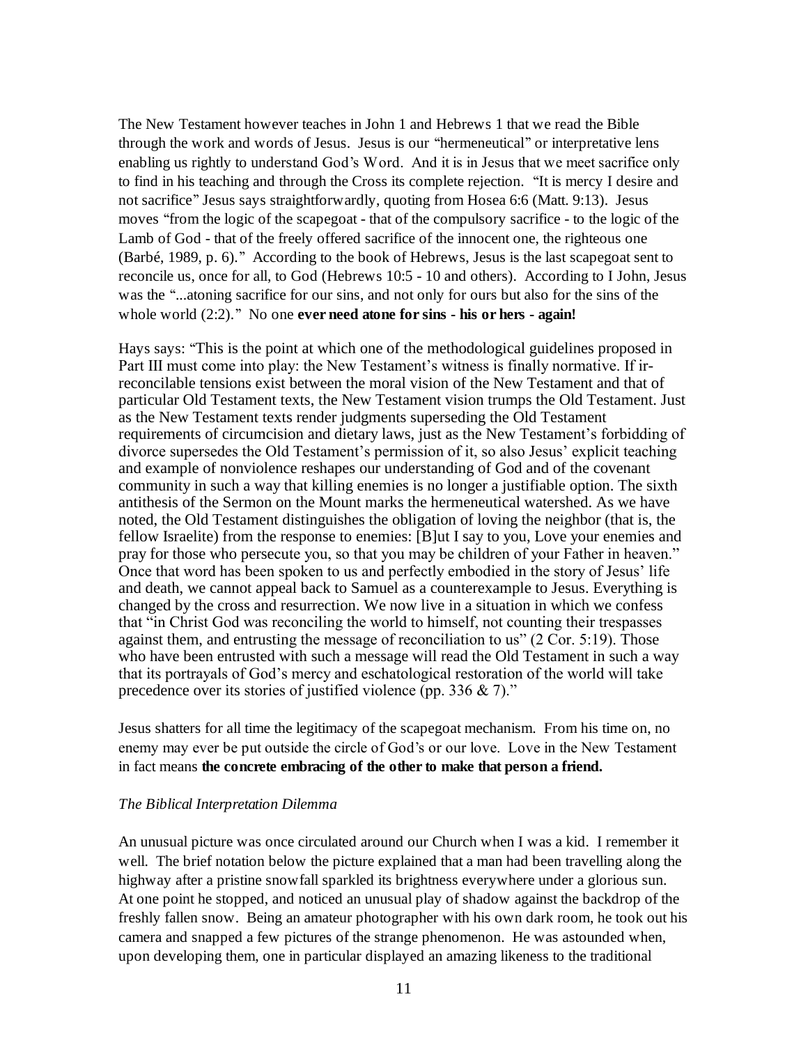The New Testament however teaches in John 1 and Hebrews 1 that we read the Bible through the work and words of Jesus. Jesus is our "hermeneutical" or interpretative lens enabling us rightly to understand God's Word. And it is in Jesus that we meet sacrifice only to find in his teaching and through the Cross its complete rejection. "It is mercy I desire and not sacrifice" Jesus says straightforwardly, quoting from Hosea 6:6 (Matt. 9:13). Jesus moves "from the logic of the scapegoat - that of the compulsory sacrifice - to the logic of the Lamb of God - that of the freely offered sacrifice of the innocent one, the righteous one (Barbé, 1989, p. 6)." According to the book of Hebrews, Jesus is the last scapegoat sent to reconcile us, once for all, to God (Hebrews 10:5 - 10 and others). According to I John, Jesus was the "...atoning sacrifice for our sins, and not only for ours but also for the sins of the whole world (2:2)." No one **ever need atone for sins - his or hers - again!**

Hays says: "This is the point at which one of the methodological guidelines proposed in Part III must come into play: the New Testament's witness is finally normative. If irreconcilable tensions exist between the moral vision of the New Testament and that of particular Old Testament texts, the New Testament vision trumps the Old Testament. Just as the New Testament texts render judgments superseding the Old Testament requirements of circumcision and dietary laws, just as the New Testament's forbidding of divorce supersedes the Old Testament's permission of it, so also Jesus' explicit teaching and example of nonviolence reshapes our understanding of God and of the covenant community in such a way that killing enemies is no longer a justifiable option. The sixth antithesis of the Sermon on the Mount marks the hermeneutical watershed. As we have noted, the Old Testament distinguishes the obligation of loving the neighbor (that is, the fellow Israelite) from the response to enemies: [B]ut I say to you, Love your enemies and pray for those who persecute you, so that you may be children of your Father in heaven." Once that word has been spoken to us and perfectly embodied in the story of Jesus' life and death, we cannot appeal back to Samuel as a counterexample to Jesus. Everything is changed by the cross and resurrection. We now live in a situation in which we confess that "in Christ God was reconciling the world to himself, not counting their trespasses against them, and entrusting the message of reconciliation to us" (2 Cor. 5:19). Those who have been entrusted with such a message will read the Old Testament in such a way that its portrayals of God's mercy and eschatological restoration of the world will take precedence over its stories of justified violence (pp. 336 & 7)."

Jesus shatters for all time the legitimacy of the scapegoat mechanism. From his time on, no enemy may ever be put outside the circle of God's or our love. Love in the New Testament in fact means **the concrete embracing of the other to make that person a friend.**

*The Biblical Interpretation Dilemma*

An unusual picture was once circulated around our Church when I was a kid. I remember it well. The brief notation below the picture explained that a man had been travelling along the highway after a pristine snowfall sparkled its brightness everywhere under a glorious sun. At one point he stopped, and noticed an unusual play of shadow against the backdrop of the freshly fallen snow. Being an amateur photographer with his own dark room, he took out his camera and snapped a few pictures of the strange phenomenon. He was astounded when, upon developing them, one in particular displayed an amazing likeness to the traditional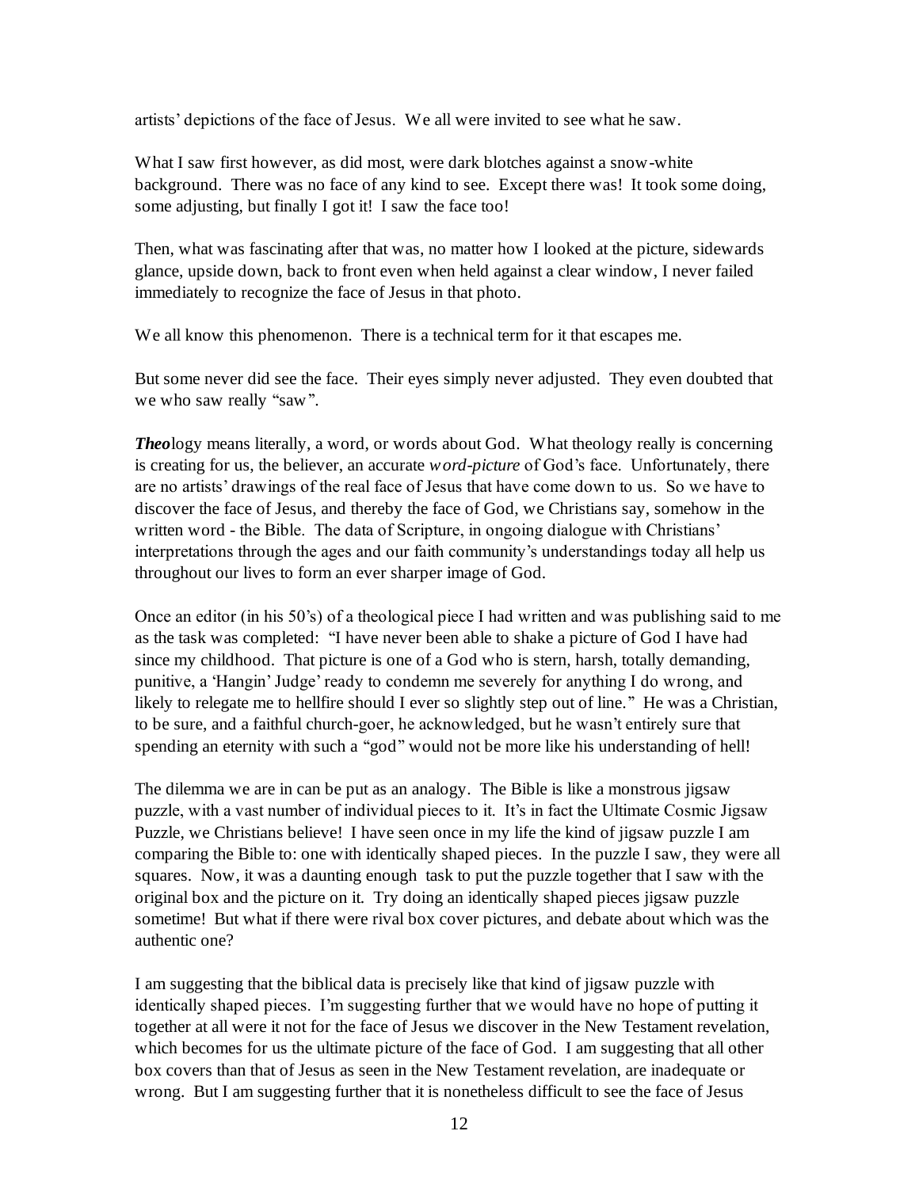artists' depictions of the face of Jesus. We all were invited to see what he saw.

What I saw first however, as did most, were dark blotches against a snow-white background. There was no face of any kind to see. Except there was! It took some doing, some adjusting, but finally I got it! I saw the face too!

Then, what was fascinating after that was, no matter how I looked at the picture, sidewards glance, upside down, back to front even when held against a clear window, I never failed immediately to recognize the face of Jesus in that photo.

We all know this phenomenon. There is a technical term for it that escapes me.

But some never did see the face. Their eyes simply never adjusted. They even doubted that we who saw really "saw".

***Theo***logy means literally, a word, or words about God. What theology really is concerning is creating for us, the believer, an accurate *word-picture* of God's face. Unfortunately, there are no artists' drawings of the real face of Jesus that have come down to us. So we have to discover the face of Jesus, and thereby the face of God, we Christians say, somehow in the written word - the Bible. The data of Scripture, in ongoing dialogue with Christians' interpretations through the ages and our faith community's understandings today all help us throughout our lives to form an ever sharper image of God.

Once an editor (in his 50's) of a theological piece I had written and was publishing said to me as the task was completed: "I have never been able to shake a picture of God I have had since my childhood. That picture is one of a God who is stern, harsh, totally demanding, punitive, a 'Hangin' Judge' ready to condemn me severely for anything I do wrong, and likely to relegate me to hellfire should I ever so slightly step out of line." He was a Christian, to be sure, and a faithful church-goer, he acknowledged, but he wasn't entirely sure that spending an eternity with such a "god" would not be more like his understanding of hell!

The dilemma we are in can be put as an analogy. The Bible is like a monstrous jigsaw puzzle, with a vast number of individual pieces to it. It's in fact the Ultimate Cosmic Jigsaw Puzzle, we Christians believe! I have seen once in my life the kind of jigsaw puzzle I am comparing the Bible to: one with identically shaped pieces. In the puzzle I saw, they were all squares. Now, it was a daunting enough task to put the puzzle together that I saw with the original box and the picture on it. Try doing an identically shaped pieces jigsaw puzzle sometime! But what if there were rival box cover pictures, and debate about which was the authentic one?

I am suggesting that the biblical data is precisely like that kind of jigsaw puzzle with identically shaped pieces. I'm suggesting further that we would have no hope of putting it together at all were it not for the face of Jesus we discover in the New Testament revelation, which becomes for us the ultimate picture of the face of God. I am suggesting that all other box covers than that of Jesus as seen in the New Testament revelation, are inadequate or wrong. But I am suggesting further that it is nonetheless difficult to see the face of Jesus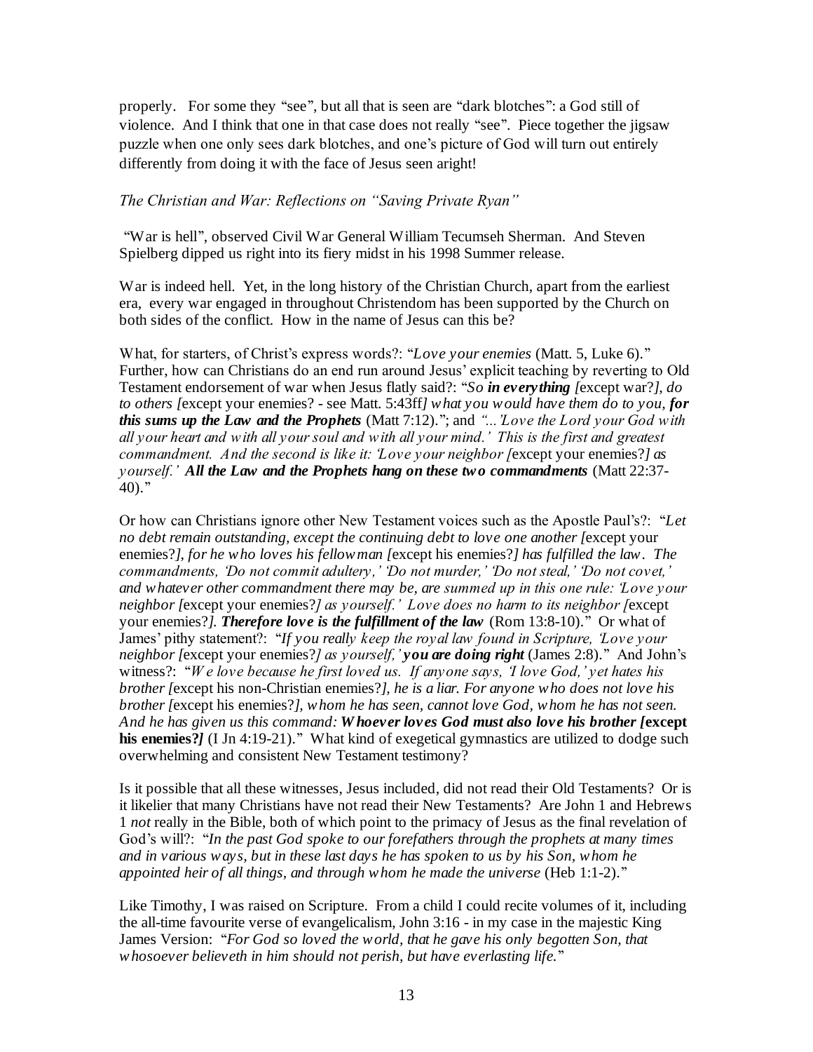properly. For some they "see", but all that is seen are "dark blotches": a God still of violence. And I think that one in that case does not really "see". Piece together the jigsaw puzzle when one only sees dark blotches, and one's picture of God will turn out entirely differently from doing it with the face of Jesus seen aright!

*The Christian and War: Reflections on "Saving Private Ryan"*

"War is hell", observed Civil War General William Tecumseh Sherman. And Steven Spielberg dipped us right into its fiery midst in his 1998 Summer release.

War is indeed hell. Yet, in the long history of the Christian Church, apart from the earliest era, every war engaged in throughout Christendom has been supported by the Church on both sides of the conflict. How in the name of Jesus can this be?

What, for starters, of Christ's express words?: "*Love your enemies* (Matt. 5, Luke 6)." Further, how can Christians do an end run around Jesus' explicit teaching by reverting to Old Testament endorsement of war when Jesus flatly said?: "*So **in everything** [*except war?*], do to others [*except your enemies? - see Matt. 5:43ff*] what you would have them do to you, **for this sums up the Law and the Prophets*** (Matt 7:12)."; and *"...'Love the Lord your God with all your heart and with all your soul and with all your mind.' This is the first and greatest commandment. And the second is like it: 'Love your neighbor [*except your enemies?*] as yourself.' **All the Law and the Prophets hang on these two commandments*** (Matt 22:37-40)."

Or how can Christians ignore other New Testament voices such as the Apostle Paul's?: "*Let no debt remain outstanding, except the continuing debt to love one another [*except your enemies?*], for he who loves his fellowman [*except his enemies?*] has fulfilled the law. The commandments, 'Do not commit adultery,' 'Do not murder,' 'Do not steal,' 'Do not covet,' and whatever other commandment there may be, are summed up in this one rule: 'Love your neighbor [*except your enemies?*] as yourself.' Love does no harm to its neighbor [*except your enemies?*]. **Therefore love is the fulfillment of the law*** (Rom 13:8-10)." Or what of James' pithy statement?: "*If you really keep the royal law found in Scripture, 'Love your neighbor [*except your enemies?*] as yourself,' **you are doing right*** (James 2:8)." And John's witness?: "*We love because he first loved us. If anyone says, 'I love God,' yet hates his brother [*except his non-Christian enemies?*], he is a liar. For anyone who does not love his brother [*except his enemies?*], whom he has seen, cannot love God, whom he has not seen. And he has given us this command: **Whoever loves God must also love his brother [**except **his enemies?]*** (I Jn 4:19-21)." What kind of exegetical gymnastics are utilized to dodge such overwhelming and consistent New Testament testimony?

Is it possible that all these witnesses, Jesus included, did not read their Old Testaments? Or is it likelier that many Christians have not read their New Testaments? Are John 1 and Hebrews 1 *not* really in the Bible, both of which point to the primacy of Jesus as the final revelation of God's will?: "*In the past God spoke to our forefathers through the prophets at many times and in various ways, but in these last days he has spoken to us by his Son, whom he appointed heir of all things, and through whom he made the universe* (Heb 1:1-2)."

Like Timothy, I was raised on Scripture. From a child I could recite volumes of it, including the all-time favourite verse of evangelicalism, John 3:16 - in my case in the majestic King James Version: "*For God so loved the world, that he gave his only begotten Son, that whosoever believeth in him should not perish, but have everlasting life.*"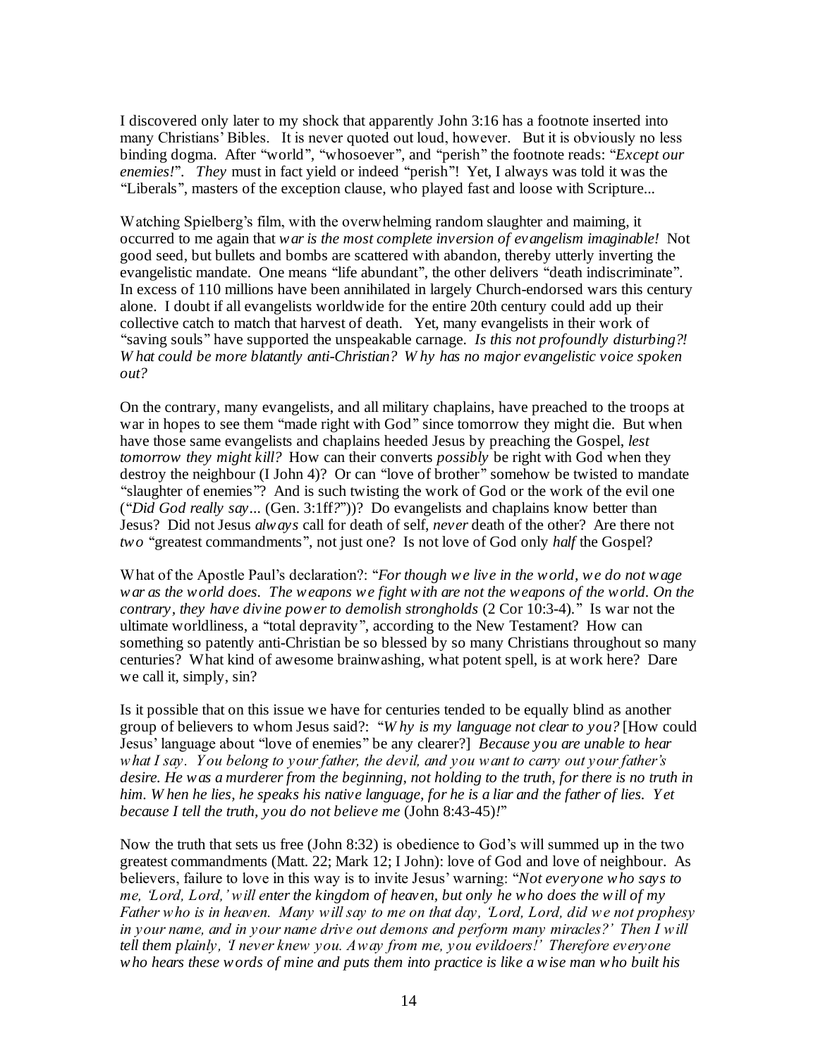I discovered only later to my shock that apparently John 3:16 has a footnote inserted into many Christians' Bibles. It is never quoted out loud, however. But it is obviously no less binding dogma. After "world", "whosoever", and "perish" the footnote reads: "*Except our enemies!*". *They* must in fact yield or indeed "perish"! Yet, I always was told it was the "Liberals", masters of the exception clause, who played fast and loose with Scripture...

Watching Spielberg's film, with the overwhelming random slaughter and maiming, it occurred to me again that *war is the most complete inversion of evangelism imaginable!* Not good seed, but bullets and bombs are scattered with abandon, thereby utterly inverting the evangelistic mandate. One means "life abundant", the other delivers "death indiscriminate". In excess of 110 millions have been annihilated in largely Church-endorsed wars this century alone. I doubt if all evangelists worldwide for the entire 20th century could add up their collective catch to match that harvest of death. Yet, many evangelists in their work of "saving souls" have supported the unspeakable carnage. *Is this not profoundly disturbing?! What could be more blatantly anti-Christian? Why has no major evangelistic voice spoken out?*

On the contrary, many evangelists, and all military chaplains, have preached to the troops at war in hopes to see them "made right with God" since tomorrow they might die. But when have those same evangelists and chaplains heeded Jesus by preaching the Gospel, *lest tomorrow they might kill?* How can their converts *possibly* be right with God when they destroy the neighbour (I John 4)? Or can "love of brother" somehow be twisted to mandate "slaughter of enemies"? And is such twisting the work of God or the work of the evil one ("*Did God really say...* (Gen. 3:1ff*?*"))? Do evangelists and chaplains know better than Jesus? Did not Jesus *always* call for death of self, *never* death of the other? Are there not *two* "greatest commandments", not just one? Is not love of God only *half* the Gospel?

What of the Apostle Paul's declaration?: "*For though we live in the world, we do not wage war as the world does. The weapons we fight with are not the weapons of the world. On the contrary, they have divine power to demolish strongholds* (2 Cor 10:3-4)." Is war not the ultimate worldliness, a "total depravity", according to the New Testament? How can something so patently anti-Christian be so blessed by so many Christians throughout so many centuries? What kind of awesome brainwashing, what potent spell, is at work here? Dare we call it, simply, sin?

Is it possible that on this issue we have for centuries tended to be equally blind as another group of believers to whom Jesus said?: "*Why is my language not clear to you?* [How could Jesus' language about "love of enemies" be any clearer?] *Because you are unable to hear what I say. You belong to your father, the devil, and you want to carry out your father's desire. He was a murderer from the beginning, not holding to the truth, for there is no truth in him. When he lies, he speaks his native language, for he is a liar and the father of lies. Yet because I tell the truth, you do not believe me* (John 8:43-45)*!*"

Now the truth that sets us free (John 8:32) is obedience to God's will summed up in the two greatest commandments (Matt. 22; Mark 12; I John): love of God and love of neighbour. As believers, failure to love in this way is to invite Jesus' warning: "*Not everyone who says to me, 'Lord, Lord,' will enter the kingdom of heaven, but only he who does the will of my Father who is in heaven. Many will say to me on that day, 'Lord, Lord, did we not prophesy in your name, and in your name drive out demons and perform many miracles?' Then I will tell them plainly, 'I never knew you. Away from me, you evildoers!' Therefore everyone who hears these words of mine and puts them into practice is like a wise man who built his*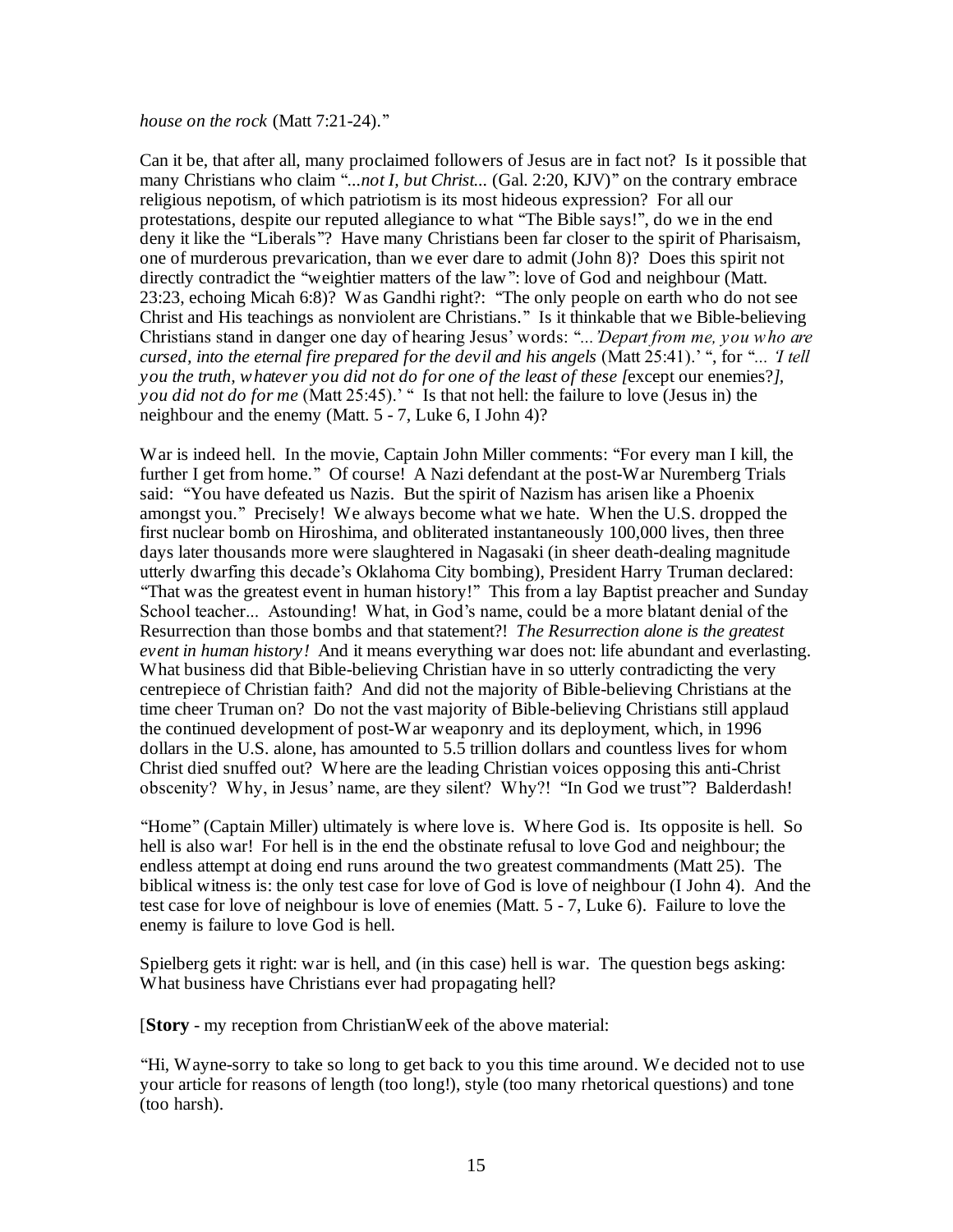*house on the rock* (Matt 7:21-24)."

Can it be, that after all, many proclaimed followers of Jesus are in fact not? Is it possible that many Christians who claim "...*not I, but Christ*... (Gal. 2:20, KJV)" on the contrary embrace religious nepotism, of which patriotism is its most hideous expression? For all our protestations, despite our reputed allegiance to what "The Bible says!", do we in the end deny it like the "Liberals"? Have many Christians been far closer to the spirit of Pharisaism, one of murderous prevarication, than we ever dare to admit (John 8)? Does this spirit not directly contradict the "weightier matters of the law": love of God and neighbour (Matt. 23:23, echoing Micah 6:8)? Was Gandhi right?: "The only people on earth who do not see Christ and His teachings as nonviolent are Christians." Is it thinkable that we Bible-believing Christians stand in danger one day of hearing Jesus' words: "*...'Depart from me, you who are cursed, into the eternal fire prepared for the devil and his angels* (Matt 25:41).' ", for "*... 'I tell you the truth, whatever you did not do for one of the least of these [*except our enemies?*], you did not do for me* (Matt 25:45).' " Is that not hell: the failure to love (Jesus in) the neighbour and the enemy (Matt. 5 - 7, Luke 6, I John 4)?

War is indeed hell. In the movie, Captain John Miller comments: "For every man I kill, the further I get from home." Of course! A Nazi defendant at the post-War Nuremberg Trials said: "You have defeated us Nazis. But the spirit of Nazism has arisen like a Phoenix amongst you." Precisely! We always become what we hate. When the U.S. dropped the first nuclear bomb on Hiroshima, and obliterated instantaneously 100,000 lives, then three days later thousands more were slaughtered in Nagasaki (in sheer death-dealing magnitude utterly dwarfing this decade's Oklahoma City bombing), President Harry Truman declared: "That was the greatest event in human history!" This from a lay Baptist preacher and Sunday School teacher... Astounding! What, in God's name, could be a more blatant denial of the Resurrection than those bombs and that statement?! *The Resurrection alone is the greatest event in human history!* And it means everything war does not: life abundant and everlasting. What business did that Bible-believing Christian have in so utterly contradicting the very centrepiece of Christian faith? And did not the majority of Bible-believing Christians at the time cheer Truman on? Do not the vast majority of Bible-believing Christians still applaud the continued development of post-War weaponry and its deployment, which, in 1996 dollars in the U.S. alone, has amounted to 5.5 trillion dollars and countless lives for whom Christ died snuffed out? Where are the leading Christian voices opposing this anti-Christ obscenity? Why, in Jesus' name, are they silent? Why?! "In God we trust"? Balderdash!

"Home" (Captain Miller) ultimately is where love is. Where God is. Its opposite is hell. So hell is also war! For hell is in the end the obstinate refusal to love God and neighbour; the endless attempt at doing end runs around the two greatest commandments (Matt 25). The biblical witness is: the only test case for love of God is love of neighbour (I John 4). And the test case for love of neighbour is love of enemies (Matt. 5 - 7, Luke 6). Failure to love the enemy is failure to love God is hell.

Spielberg gets it right: war is hell, and (in this case) hell is war. The question begs asking: What business have Christians ever had propagating hell?

[**Story** - my reception from ChristianWeek of the above material:

"Hi, Wayne-sorry to take so long to get back to you this time around. We decided not to use your article for reasons of length (too long!), style (too many rhetorical questions) and tone (too harsh).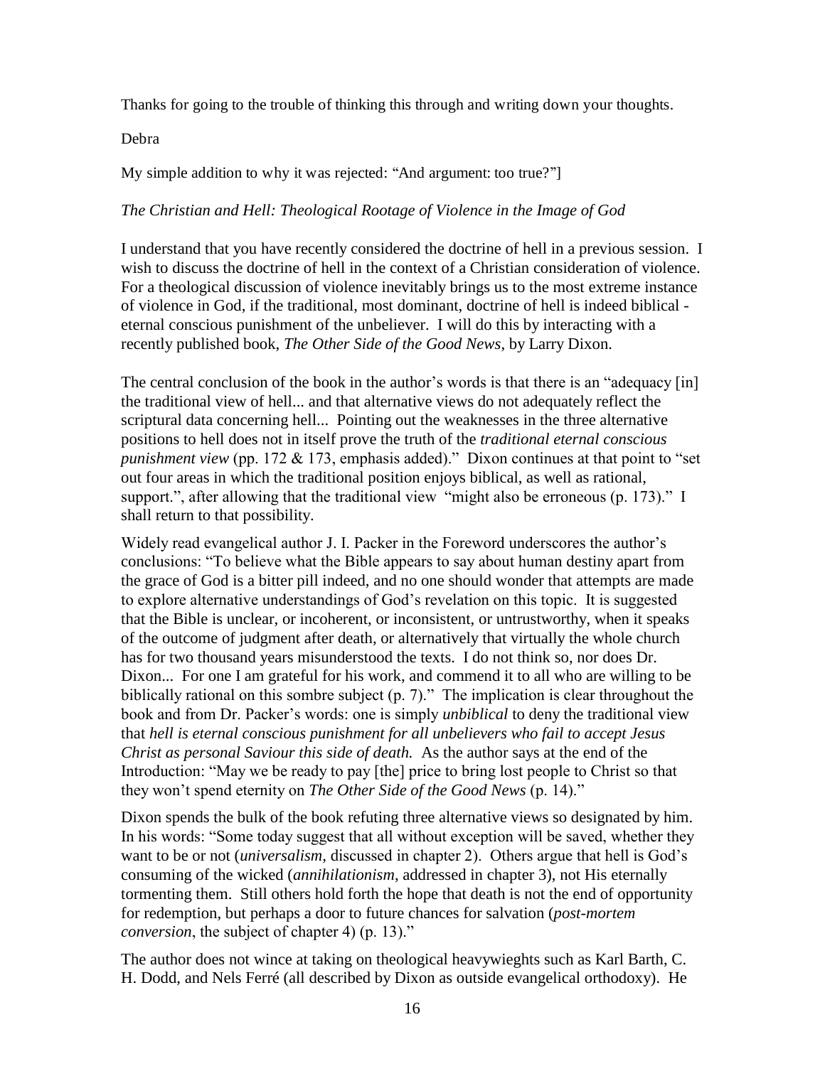Thanks for going to the trouble of thinking this through and writing down your thoughts.

Debra

My simple addition to why it was rejected: "And argument: too true?"]

*The Christian and Hell: Theological Rootage of Violence in the Image of God*

I understand that you have recently considered the doctrine of hell in a previous session. I wish to discuss the doctrine of hell in the context of a Christian consideration of violence. For a theological discussion of violence inevitably brings us to the most extreme instance of violence in God, if the traditional, most dominant, doctrine of hell is indeed biblical - eternal conscious punishment of the unbeliever. I will do this by interacting with a recently published book, *The Other Side of the Good News,* by Larry Dixon.

The central conclusion of the book in the author's words is that there is an "adequacy [in] the traditional view of hell... and that alternative views do not adequately reflect the scriptural data concerning hell... Pointing out the weaknesses in the three alternative positions to hell does not in itself prove the truth of the *traditional eternal conscious punishment view* (pp. 172 & 173, emphasis added)." Dixon continues at that point to "set out four areas in which the traditional position enjoys biblical, as well as rational, support.", after allowing that the traditional view "might also be erroneous (p. 173)." I shall return to that possibility.

Widely read evangelical author J. I. Packer in the Foreword underscores the author's conclusions: "To believe what the Bible appears to say about human destiny apart from the grace of God is a bitter pill indeed, and no one should wonder that attempts are made to explore alternative understandings of God's revelation on this topic. It is suggested that the Bible is unclear, or incoherent, or inconsistent, or untrustworthy, when it speaks of the outcome of judgment after death, or alternatively that virtually the whole church has for two thousand years misunderstood the texts. I do not think so, nor does Dr. Dixon... For one I am grateful for his work, and commend it to all who are willing to be biblically rational on this sombre subject (p. 7)." The implication is clear throughout the book and from Dr. Packer's words: one is simply *unbiblical* to deny the traditional view that *hell is eternal conscious punishment for all unbelievers who fail to accept Jesus Christ as personal Saviour this side of death.* As the author says at the end of the Introduction: "May we be ready to pay [the] price to bring lost people to Christ so that they won't spend eternity on *The Other Side of the Good News* (p. 14)."

Dixon spends the bulk of the book refuting three alternative views so designated by him. In his words: "Some today suggest that all without exception will be saved, whether they want to be or not (*universalism,* discussed in chapter 2). Others argue that hell is God's consuming of the wicked (*annihilationism*, addressed in chapter 3), not His eternally tormenting them. Still others hold forth the hope that death is not the end of opportunity for redemption, but perhaps a door to future chances for salvation (*post-mortem conversion*, the subject of chapter 4) (p. 13)."

The author does not wince at taking on theological heavywieghts such as Karl Barth, C. H. Dodd, and Nels Ferré (all described by Dixon as outside evangelical orthodoxy). He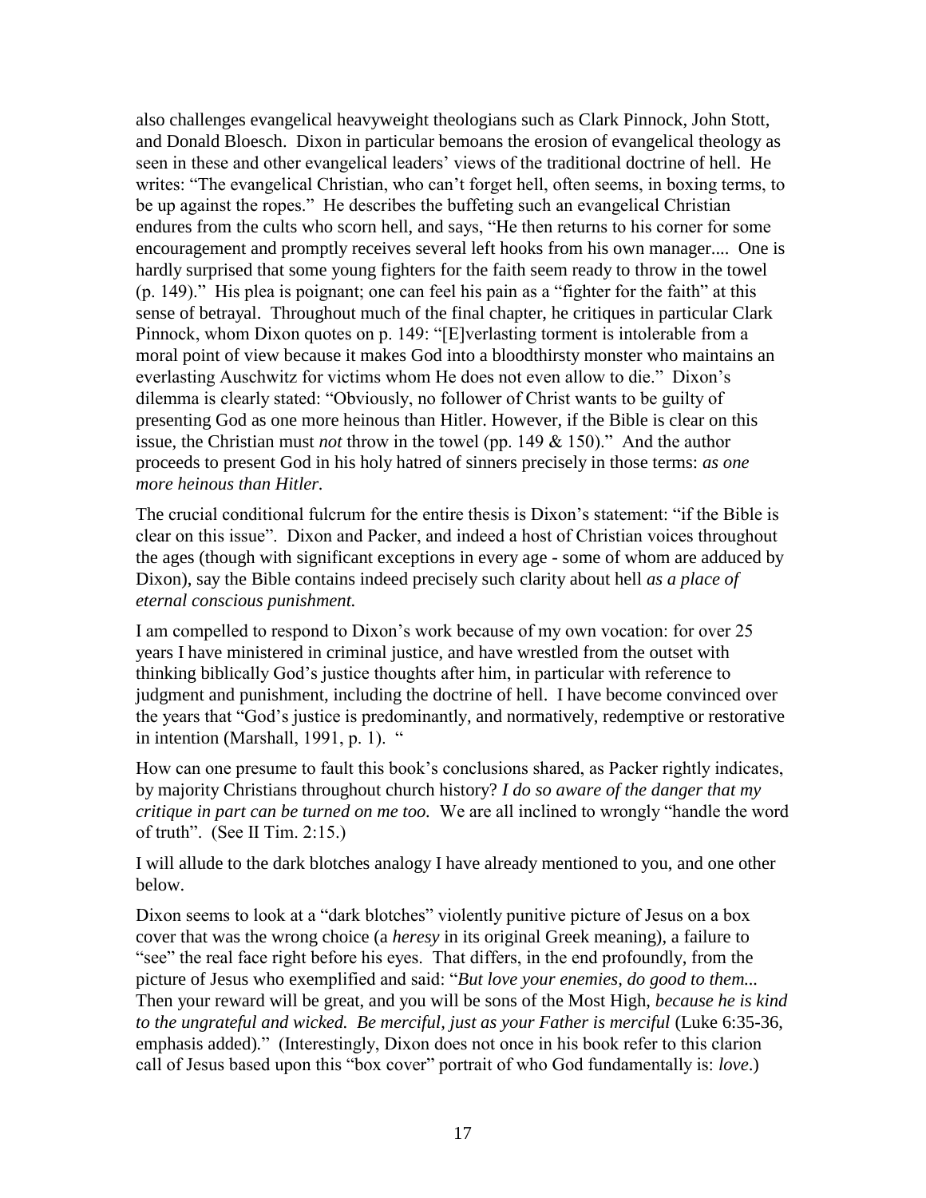also challenges evangelical heavyweight theologians such as Clark Pinnock, John Stott, and Donald Bloesch. Dixon in particular bemoans the erosion of evangelical theology as seen in these and other evangelical leaders' views of the traditional doctrine of hell. He writes: "The evangelical Christian, who can't forget hell, often seems, in boxing terms, to be up against the ropes." He describes the buffeting such an evangelical Christian endures from the cults who scorn hell, and says, "He then returns to his corner for some encouragement and promptly receives several left hooks from his own manager.... One is hardly surprised that some young fighters for the faith seem ready to throw in the towel (p. 149)." His plea is poignant; one can feel his pain as a "fighter for the faith" at this sense of betrayal. Throughout much of the final chapter, he critiques in particular Clark Pinnock, whom Dixon quotes on p. 149: "[E]verlasting torment is intolerable from a moral point of view because it makes God into a bloodthirsty monster who maintains an everlasting Auschwitz for victims whom He does not even allow to die." Dixon's dilemma is clearly stated: "Obviously, no follower of Christ wants to be guilty of presenting God as one more heinous than Hitler. However, if the Bible is clear on this issue, the Christian must *not* throw in the towel (pp. 149 & 150)." And the author proceeds to present God in his holy hatred of sinners precisely in those terms: *as one more heinous than Hitler.*

The crucial conditional fulcrum for the entire thesis is Dixon's statement: "if the Bible is clear on this issue". Dixon and Packer, and indeed a host of Christian voices throughout the ages (though with significant exceptions in every age - some of whom are adduced by Dixon), say the Bible contains indeed precisely such clarity about hell *as a place of eternal conscious punishment.*

I am compelled to respond to Dixon's work because of my own vocation: for over 25 years I have ministered in criminal justice, and have wrestled from the outset with thinking biblically God's justice thoughts after him, in particular with reference to judgment and punishment, including the doctrine of hell. I have become convinced over the years that "God's justice is predominantly, and normatively, redemptive or restorative in intention (Marshall, 1991, p. 1). "

How can one presume to fault this book's conclusions shared, as Packer rightly indicates, by majority Christians throughout church history? *I do so aware of the danger that my critique in part can be turned on me too.* We are all inclined to wrongly "handle the word of truth". (See II Tim. 2:15.)

I will allude to the dark blotches analogy I have already mentioned to you, and one other below.

Dixon seems to look at a "dark blotches" violently punitive picture of Jesus on a box cover that was the wrong choice (a *heresy* in its original Greek meaning), a failure to "see" the real face right before his eyes. That differs, in the end profoundly, from the picture of Jesus who exemplified and said: "*But love your enemies, do good to them...* Then your reward will be great, and you will be sons of the Most High, *because he is kind to the ungrateful and wicked. Be merciful, just as your Father is merciful* (Luke 6:35-36, emphasis added)." (Interestingly, Dixon does not once in his book refer to this clarion call of Jesus based upon this "box cover" portrait of who God fundamentally is: *love*.)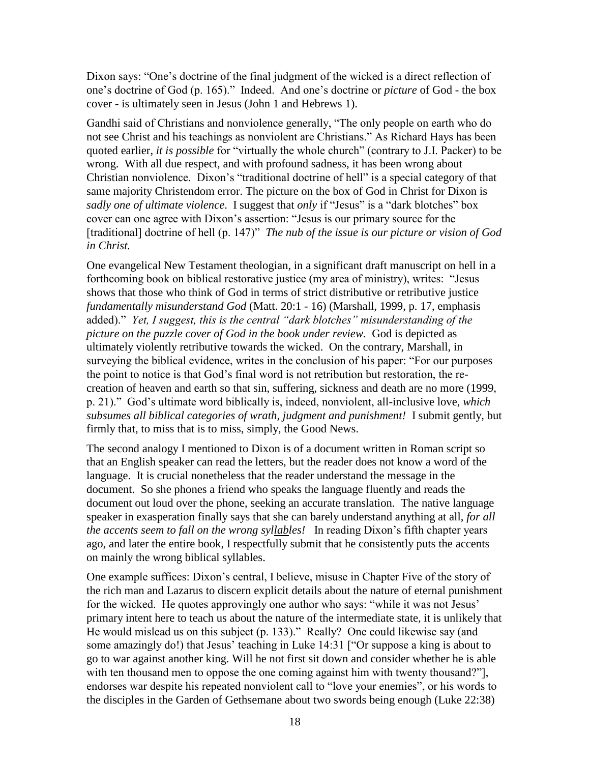Dixon says: "One's doctrine of the final judgment of the wicked is a direct reflection of one's doctrine of God (p. 165)." Indeed. And one's doctrine or *picture* of God - the box cover - is ultimately seen in Jesus (John 1 and Hebrews 1).

Gandhi said of Christians and nonviolence generally, "The only people on earth who do not see Christ and his teachings as nonviolent are Christians." As Richard Hays has been quoted earlier, *it is possible* for "virtually the whole church" (contrary to J.I. Packer) to be wrong. With all due respect, and with profound sadness, it has been wrong about Christian nonviolence. Dixon's "traditional doctrine of hell" is a special category of that same majority Christendom error. The picture on the box of God in Christ for Dixon is *sadly one of ultimate violence*. I suggest that *only* if "Jesus" is a "dark blotches" box cover can one agree with Dixon's assertion: "Jesus is our primary source for the [traditional] doctrine of hell (p. 147)" *The nub of the issue is our picture or vision of God in Christ.*

One evangelical New Testament theologian, in a significant draft manuscript on hell in a forthcoming book on biblical restorative justice (my area of ministry), writes: "Jesus shows that those who think of God in terms of strict distributive or retributive justice *fundamentally misunderstand God* (Matt. 20:1 - 16) (Marshall, 1999, p. 17, emphasis added)." *Yet, I suggest, this is the central "dark blotches" misunderstanding of the picture on the puzzle cover of God in the book under review.* God is depicted as ultimately violently retributive towards the wicked. On the contrary, Marshall, in surveying the biblical evidence, writes in the conclusion of his paper: "For our purposes the point to notice is that God's final word is not retribution but restoration, the re-creation of heaven and earth so that sin, suffering, sickness and death are no more (1999, p. 21)." God's ultimate word biblically is, indeed, nonviolent, all-inclusive love, *which subsumes all biblical categories of wrath, judgment and punishment!* I submit gently, but firmly that, to miss that is to miss, simply, the Good News.

The second analogy I mentioned to Dixon is of a document written in Roman script so that an English speaker can read the letters, but the reader does not know a word of the language. It is crucial nonetheless that the reader understand the message in the document. So she phones a friend who speaks the language fluently and reads the document out loud over the phone, seeking an accurate translation. The native language speaker in exasperation finally says that she can barely understand anything at all, *for all the accents seem to fall on the wrong syllables!* In reading Dixon's fifth chapter years ago, and later the entire book, I respectfully submit that he consistently puts the accents on mainly the wrong biblical syllables.

One example suffices: Dixon's central, I believe, misuse in Chapter Five of the story of the rich man and Lazarus to discern explicit details about the nature of eternal punishment for the wicked. He quotes approvingly one author who says: "while it was not Jesus' primary intent here to teach us about the nature of the intermediate state, it is unlikely that He would mislead us on this subject (p. 133)." Really? One could likewise say (and some amazingly do!) that Jesus' teaching in Luke 14:31 ["Or suppose a king is about to go to war against another king. Will he not first sit down and consider whether he is able with ten thousand men to oppose the one coming against him with twenty thousand?"], endorses war despite his repeated nonviolent call to "love your enemies", or his words to the disciples in the Garden of Gethsemane about two swords being enough (Luke 22:38)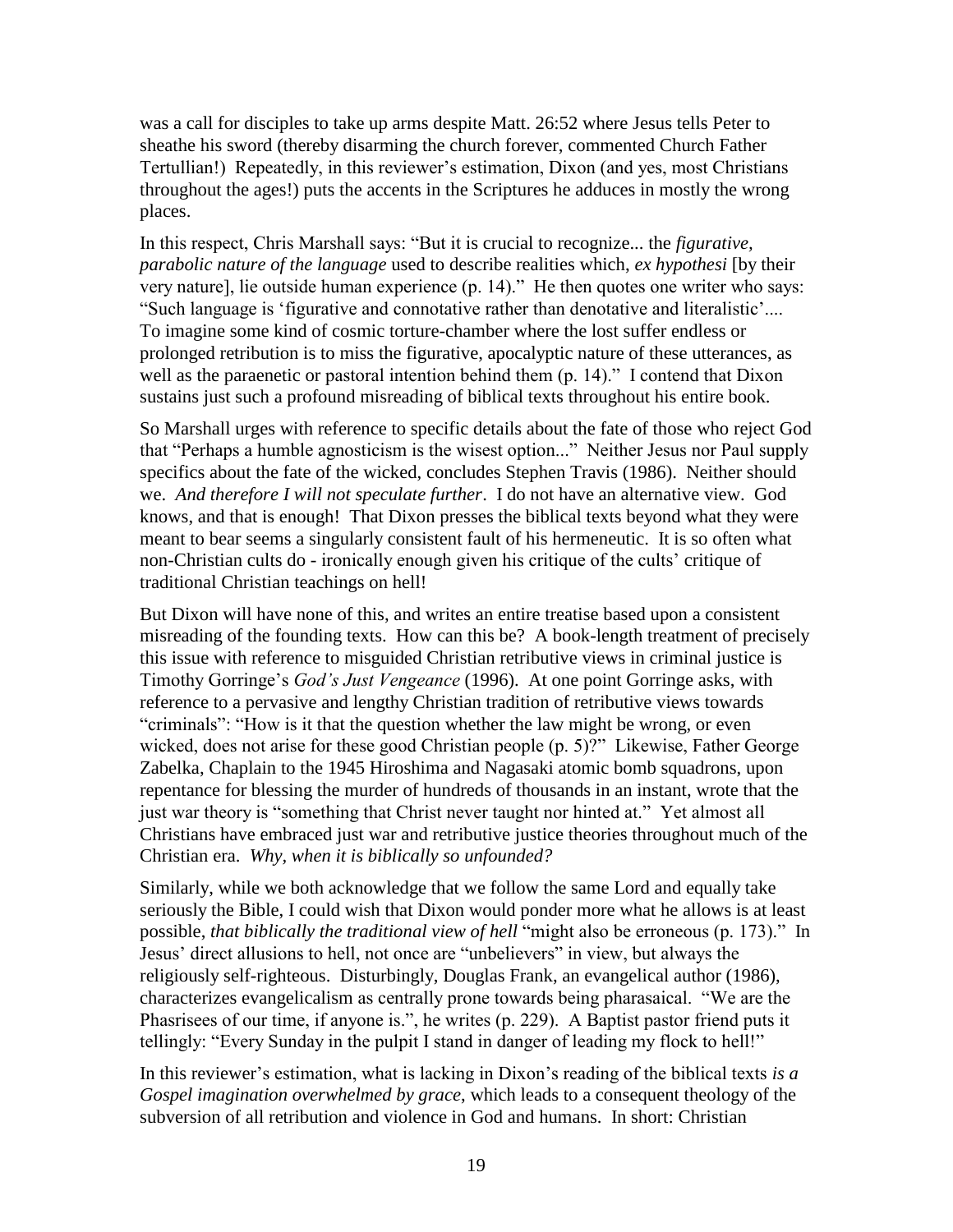was a call for disciples to take up arms despite Matt. 26:52 where Jesus tells Peter to sheathe his sword (thereby disarming the church forever, commented Church Father Tertullian!) Repeatedly, in this reviewer's estimation, Dixon (and yes, most Christians throughout the ages!) puts the accents in the Scriptures he adduces in mostly the wrong places.

In this respect, Chris Marshall says: "But it is crucial to recognize... the *figurative, parabolic nature of the language* used to describe realities which, *ex hypothesi* [by their very nature], lie outside human experience (p. 14)." He then quotes one writer who says: "Such language is 'figurative and connotative rather than denotative and literalistic'.... To imagine some kind of cosmic torture-chamber where the lost suffer endless or prolonged retribution is to miss the figurative, apocalyptic nature of these utterances, as well as the paraenetic or pastoral intention behind them (p. 14)." I contend that Dixon sustains just such a profound misreading of biblical texts throughout his entire book.

So Marshall urges with reference to specific details about the fate of those who reject God that "Perhaps a humble agnosticism is the wisest option..." Neither Jesus nor Paul supply specifics about the fate of the wicked, concludes Stephen Travis (1986). Neither should we. *And therefore I will not speculate further*. I do not have an alternative view. God knows, and that is enough! That Dixon presses the biblical texts beyond what they were meant to bear seems a singularly consistent fault of his hermeneutic. It is so often what non-Christian cults do - ironically enough given his critique of the cults' critique of traditional Christian teachings on hell!

But Dixon will have none of this, and writes an entire treatise based upon a consistent misreading of the founding texts. How can this be? A book-length treatment of precisely this issue with reference to misguided Christian retributive views in criminal justice is Timothy Gorringe's *God's Just Vengeance* (1996). At one point Gorringe asks, with reference to a pervasive and lengthy Christian tradition of retributive views towards "criminals": "How is it that the question whether the law might be wrong, or even wicked, does not arise for these good Christian people (p. 5)?" Likewise, Father George Zabelka, Chaplain to the 1945 Hiroshima and Nagasaki atomic bomb squadrons, upon repentance for blessing the murder of hundreds of thousands in an instant, wrote that the just war theory is "something that Christ never taught nor hinted at." Yet almost all Christians have embraced just war and retributive justice theories throughout much of the Christian era. *Why, when it is biblically so unfounded?*

Similarly, while we both acknowledge that we follow the same Lord and equally take seriously the Bible, I could wish that Dixon would ponder more what he allows is at least possible, *that biblically the traditional view of hell* "might also be erroneous (p. 173)." In Jesus' direct allusions to hell, not once are "unbelievers" in view, but always the religiously self-righteous. Disturbingly, Douglas Frank, an evangelical author (1986), characterizes evangelicalism as centrally prone towards being pharasaical. "We are the Phasrisees of our time, if anyone is.", he writes (p. 229). A Baptist pastor friend puts it tellingly: "Every Sunday in the pulpit I stand in danger of leading my flock to hell!"

In this reviewer's estimation, what is lacking in Dixon's reading of the biblical texts *is a Gospel imagination overwhelmed by grace*, which leads to a consequent theology of the subversion of all retribution and violence in God and humans. In short: Christian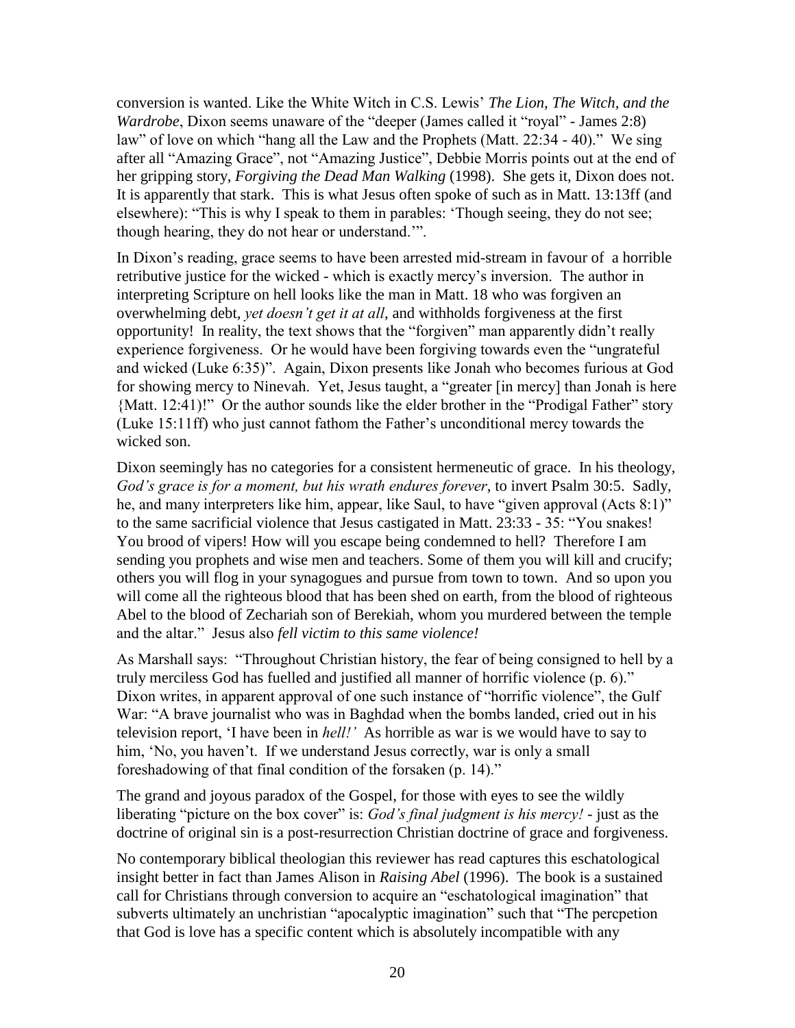conversion is wanted. Like the White Witch in C.S. Lewis' *The Lion, The Witch, and the Wardrobe*, Dixon seems unaware of the "deeper (James called it "royal" - James 2:8) law" of love on which "hang all the Law and the Prophets (Matt. 22:34 - 40)." We sing after all "Amazing Grace", not "Amazing Justice", Debbie Morris points out at the end of her gripping story, *Forgiving the Dead Man Walking* (1998). She gets it, Dixon does not. It is apparently that stark. This is what Jesus often spoke of such as in Matt. 13:13ff (and elsewhere): "This is why I speak to them in parables: 'Though seeing, they do not see; though hearing, they do not hear or understand.'".

In Dixon's reading, grace seems to have been arrested mid-stream in favour of a horrible retributive justice for the wicked - which is exactly mercy's inversion. The author in interpreting Scripture on hell looks like the man in Matt. 18 who was forgiven an overwhelming debt, *yet doesn't get it at all*, and withholds forgiveness at the first opportunity! In reality, the text shows that the "forgiven" man apparently didn't really experience forgiveness. Or he would have been forgiving towards even the "ungrateful and wicked (Luke 6:35)". Again, Dixon presents like Jonah who becomes furious at God for showing mercy to Nineveh. Yet, Jesus taught, a "greater [in mercy] than Jonah is here {Matt. 12:41)!" Or the author sounds like the elder brother in the "Prodigal Father" story (Luke 15:11ff) who just cannot fathom the Father's unconditional mercy towards the wicked son.

Dixon seemingly has no categories for a consistent hermeneutic of grace. In his theology, *God's grace is for a moment, but his wrath endures forever*, to invert Psalm 30:5. Sadly, he, and many interpreters like him, appear, like Saul, to have "given approval (Acts 8:1)" to the same sacrificial violence that Jesus castigated in Matt. 23:33 - 35: "You snakes! You brood of vipers! How will you escape being condemned to hell? Therefore I am sending you prophets and wise men and teachers. Some of them you will kill and crucify; others you will flog in your synagogues and pursue from town to town. And so upon you will come all the righteous blood that has been shed on earth, from the blood of righteous Abel to the blood of Zechariah son of Berekiah, whom you murdered between the temple and the altar." Jesus also *fell victim to this same violence!*

As Marshall says: "Throughout Christian history, the fear of being consigned to hell by a truly merciless God has fuelled and justified all manner of horrific violence (p. 6)." Dixon writes, in apparent approval of one such instance of "horrific violence", the Gulf War: "A brave journalist who was in Baghdad when the bombs landed, cried out in his television report, 'I have been in *hell!'* As horrible as war is we would have to say to him, 'No, you haven't. If we understand Jesus correctly, war is only a small foreshadowing of that final condition of the forsaken (p. 14)."

The grand and joyous paradox of the Gospel, for those with eyes to see the wildly liberating "picture on the box cover" is: *God's final judgment is his mercy!* - just as the doctrine of original sin is a post-resurrection Christian doctrine of grace and forgiveness.

No contemporary biblical theologian this reviewer has read captures this eschatological insight better in fact than James Alison in *Raising Abel* (1996). The book is a sustained call for Christians through conversion to acquire an "eschatological imagination" that subverts ultimately an unchristian "apocalyptic imagination" such that "The percpetion that God is love has a specific content which is absolutely incompatible with any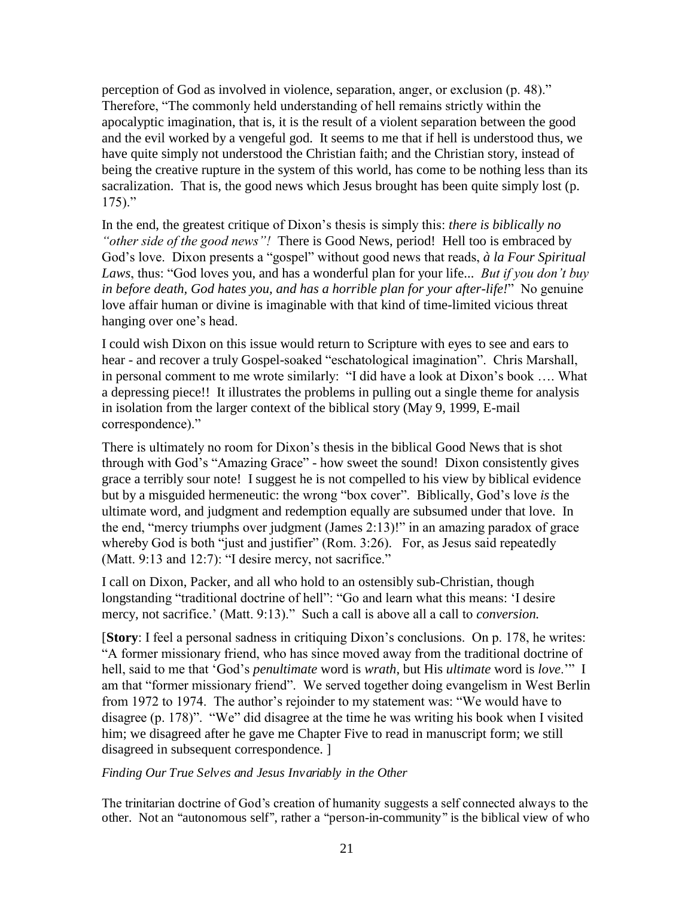perception of God as involved in violence, separation, anger, or exclusion (p. 48)." Therefore, "The commonly held understanding of hell remains strictly within the apocalyptic imagination, that is, it is the result of a violent separation between the good and the evil worked by a vengeful god. It seems to me that if hell is understood thus, we have quite simply not understood the Christian faith; and the Christian story, instead of being the creative rupture in the system of this world, has come to be nothing less than its sacralization. That is, the good news which Jesus brought has been quite simply lost (p. 175)."

In the end, the greatest critique of Dixon's thesis is simply this: *there is biblically no "other side of the good news"!* There is Good News, period! Hell too is embraced by God's love. Dixon presents a "gospel" without good news that reads, *à la Four Spiritual Laws*, thus: "God loves you, and has a wonderful plan for your life... *But if you don't buy in before death, God hates you, and has a horrible plan for your after-life!*" No genuine love affair human or divine is imaginable with that kind of time-limited vicious threat hanging over one's head.

I could wish Dixon on this issue would return to Scripture with eyes to see and ears to hear - and recover a truly Gospel-soaked "eschatological imagination". Chris Marshall, in personal comment to me wrote similarly: "I did have a look at Dixon's book …. What a depressing piece!! It illustrates the problems in pulling out a single theme for analysis in isolation from the larger context of the biblical story (May 9, 1999, E-mail correspondence)."

There is ultimately no room for Dixon's thesis in the biblical Good News that is shot through with God's "Amazing Grace" - how sweet the sound! Dixon consistently gives grace a terribly sour note! I suggest he is not compelled to his view by biblical evidence but by a misguided hermeneutic: the wrong "box cover". Biblically, God's love *is* the ultimate word, and judgment and redemption equally are subsumed under that love. In the end, "mercy triumphs over judgment (James 2:13)!" in an amazing paradox of grace whereby God is both "just and justifier" (Rom. 3:26). For, as Jesus said repeatedly (Matt. 9:13 and 12:7): "I desire mercy, not sacrifice."

I call on Dixon, Packer, and all who hold to an ostensibly sub-Christian, though longstanding "traditional doctrine of hell": "Go and learn what this means: 'I desire mercy, not sacrifice.' (Matt. 9:13)." Such a call is above all a call to *conversion.*

[**Story**: I feel a personal sadness in critiquing Dixon's conclusions. On p. 178, he writes: "A former missionary friend, who has since moved away from the traditional doctrine of hell, said to me that 'God's *penultimate* word is *wrath*, but His *ultimate* word is *love*.'" I am that "former missionary friend". We served together doing evangelism in West Berlin from 1972 to 1974. The author's rejoinder to my statement was: "We would have to disagree (p. 178)". "We" did disagree at the time he was writing his book when I visited him; we disagreed after he gave me Chapter Five to read in manuscript form; we still disagreed in subsequent correspondence. ]

*Finding Our True Selves and Jesus Invariably in the Other*

The trinitarian doctrine of God's creation of humanity suggests a self connected always to the other. Not an "autonomous self", rather a "person-in-community" is the biblical view of who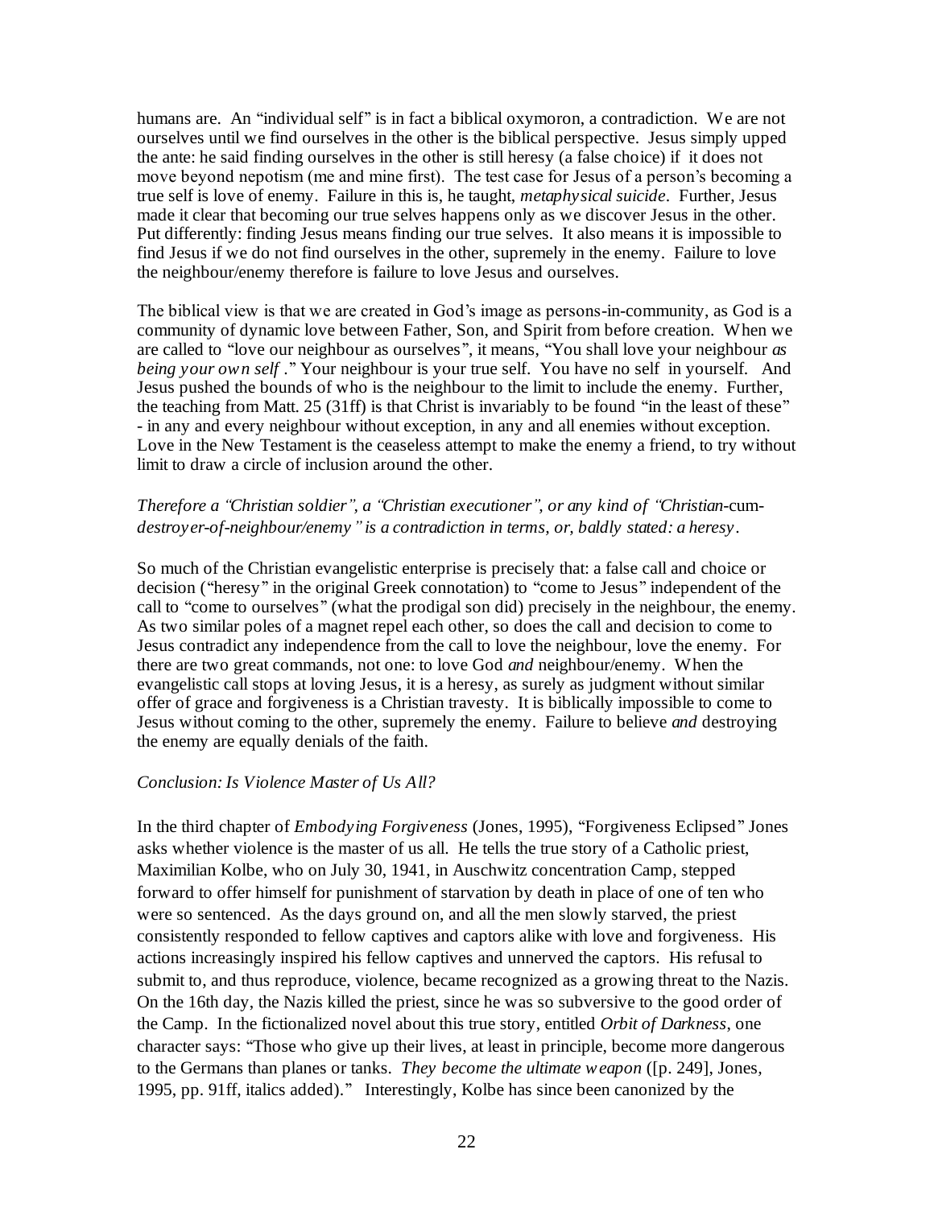humans are. An "individual self" is in fact a biblical oxymoron, a contradiction. We are not ourselves until we find ourselves in the other is the biblical perspective. Jesus simply upped the ante: he said finding ourselves in the other is still heresy (a false choice) if it does not move beyond nepotism (me and mine first). The test case for Jesus of a person's becoming a true self is love of enemy. Failure in this is, he taught, *metaphysical suicide*. Further, Jesus made it clear that becoming our true selves happens only as we discover Jesus in the other. Put differently: finding Jesus means finding our true selves. It also means it is impossible to find Jesus if we do not find ourselves in the other, supremely in the enemy. Failure to love the neighbour/enemy therefore is failure to love Jesus and ourselves.

The biblical view is that we are created in God's image as persons-in-community, as God is a community of dynamic love between Father, Son, and Spirit from before creation. When we are called to "love our neighbour as ourselves", it means, "You shall love your neighbour *as being your own self* ." Your neighbour is your true self. You have no self in yourself. And Jesus pushed the bounds of who is the neighbour to the limit to include the enemy. Further, the teaching from Matt. 25 (31ff) is that Christ is invariably to be found "in the least of these" - in any and every neighbour without exception, in any and all enemies without exception. Love in the New Testament is the ceaseless attempt to make the enemy a friend, to try without limit to draw a circle of inclusion around the other.

*Therefore a "Christian soldier", a "Christian executioner", or any kind of "Christian-*cum*-destroyer-of-neighbour/enemy" is a contradiction in terms, or, baldly stated: a heresy*.

So much of the Christian evangelistic enterprise is precisely that: a false call and choice or decision ("heresy" in the original Greek connotation) to "come to Jesus" independent of the call to "come to ourselves" (what the prodigal son did) precisely in the neighbour, the enemy. As two similar poles of a magnet repel each other, so does the call and decision to come to Jesus contradict any independence from the call to love the neighbour, love the enemy. For there are two great commands, not one: to love God *and* neighbour/enemy. When the evangelistic call stops at loving Jesus, it is a heresy, as surely as judgment without similar offer of grace and forgiveness is a Christian travesty. It is biblically impossible to come to Jesus without coming to the other, supremely the enemy. Failure to believe *and* destroying the enemy are equally denials of the faith.

*Conclusion: Is Violence Master of Us All?*

In the third chapter of *Embodying Forgiveness* (Jones, 1995), "Forgiveness Eclipsed" Jones asks whether violence is the master of us all. He tells the true story of a Catholic priest, Maximilian Kolbe, who on July 30, 1941, in Auschwitz concentration Camp, stepped forward to offer himself for punishment of starvation by death in place of one of ten who were so sentenced. As the days ground on, and all the men slowly starved, the priest consistently responded to fellow captives and captors alike with love and forgiveness. His actions increasingly inspired his fellow captives and unnerved the captors. His refusal to submit to, and thus reproduce, violence, became recognized as a growing threat to the Nazis. On the 16th day, the Nazis killed the priest, since he was so subversive to the good order of the Camp. In the fictionalized novel about this true story, entitled *Orbit of Darkness*, one character says: "Those who give up their lives, at least in principle, become more dangerous to the Germans than planes or tanks. *They become the ultimate weapon* ([p. 249], Jones, 1995, pp. 91ff, italics added)." Interestingly, Kolbe has since been canonized by the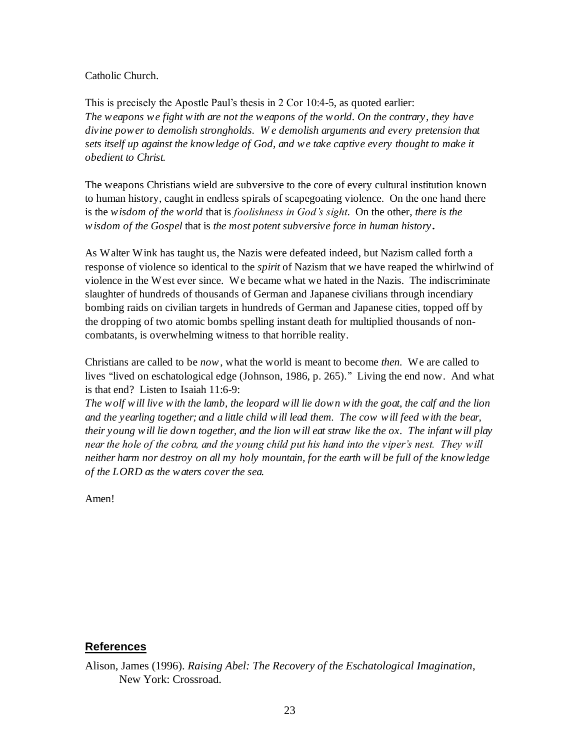Catholic Church.

This is precisely the Apostle Paul's thesis in 2 Cor 10:4-5, as quoted earlier:
*The weapons we fight with are not the weapons of the world. On the contrary, they have divine power to demolish strongholds. We demolish arguments and every pretension that sets itself up against the knowledge of God, and we take captive every thought to make it obedient to Christ.*

The weapons Christians wield are subversive to the core of every cultural institution known to human history, caught in endless spirals of scapegoating violence. On the one hand there is the *wisdom of the world* that is *foolishness in God's sight*. On the other, *there is the wisdom of the Gospel* that is *the most potent subversive force in human history***.**

As Walter Wink has taught us, the Nazis were defeated indeed, but Nazism called forth a response of violence so identical to the *spirit* of Nazism that we have reaped the whirlwind of violence in the West ever since. We became what we hated in the Nazis. The indiscriminate slaughter of hundreds of thousands of German and Japanese civilians through incendiary bombing raids on civilian targets in hundreds of German and Japanese cities, topped off by the dropping of two atomic bombs spelling instant death for multiplied thousands of non-combatants, is overwhelming witness to that horrible reality.

Christians are called to be *now*, what the world is meant to become *then.* We are called to lives "lived on eschatological edge (Johnson, 1986, p. 265)." Living the end now. And what is that end? Listen to Isaiah 11:6-9:
*The wolf will live with the lamb, the leopard will lie down with the goat, the calf and the lion and the yearling together; and a little child will lead them. The cow will feed with the bear, their young will lie down together, and the lion will eat straw like the ox. The infant will play near the hole of the cobra, and the young child put his hand into the viper's nest. They will neither harm nor destroy on all my holy mountain, for the earth will be full of the knowledge of the LORD as the waters cover the sea.*

Amen!

## References

Alison, James (1996). *Raising Abel: The Recovery of the Eschatological Imagination*, New York: Crossroad.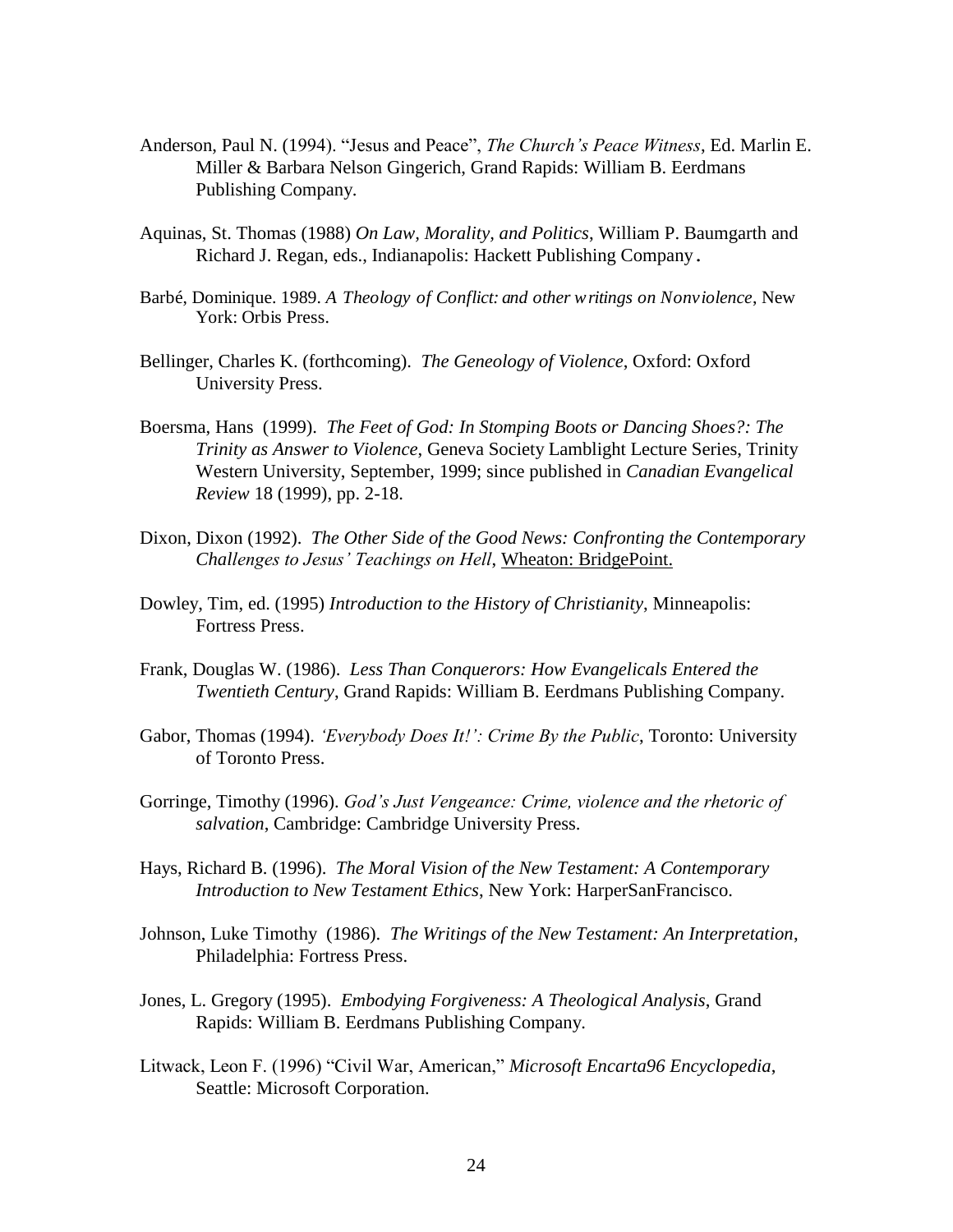Anderson, Paul N. (1994). “Jesus and Peace”, *The Church’s Peace Witness*, Ed. Marlin E. Miller & Barbara Nelson Gingerich, Grand Rapids: William B. Eerdmans Publishing Company.

Aquinas, St. Thomas (1988) *On Law, Morality, and Politics*, William P. Baumgarth and Richard J. Regan, eds., Indianapolis: Hackett Publishing Company.

Barbé, Dominique. 1989. *A Theology of Conflict: and other writings on Nonviolence*, New York: Orbis Press.

Bellinger, Charles K. (forthcoming). *The Geneology of Violence*, Oxford: Oxford University Press.

Boersma, Hans (1999). *The Feet of God: In Stomping Boots or Dancing Shoes?: The Trinity as Answer to Violence*, Geneva Society Lamblight Lecture Series, Trinity Western University, September, 1999; since published in *Canadian Evangelical Review* 18 (1999), pp. 2-18.

Dixon, Dixon (1992). *The Other Side of the Good News: Confronting the Contemporary Challenges to Jesus’ Teachings on Hell*, Wheaton: BridgePoint.

Dowley, Tim, ed. (1995) *Introduction to the History of Christianity*, Minneapolis: Fortress Press.

Frank, Douglas W. (1986). *Less Than Conquerors: How Evangelicals Entered the Twentieth Century*, Grand Rapids: William B. Eerdmans Publishing Company.

Gabor, Thomas (1994). *‘Everybody Does It!’: Crime By the Public*, Toronto: University of Toronto Press.

Gorringe, Timothy (1996). *God’s Just Vengeance: Crime, violence and the rhetoric of salvation*, Cambridge: Cambridge University Press.

Hays, Richard B. (1996). *The Moral Vision of the New Testament: A Contemporary Introduction to New Testament Ethics*, New York: HarperSanFrancisco.

Johnson, Luke Timothy (1986). *The Writings of the New Testament: An Interpretation*, Philadelphia: Fortress Press.

Jones, L. Gregory (1995). *Embodying Forgiveness: A Theological Analysis*, Grand Rapids: William B. Eerdmans Publishing Company.

Litwack, Leon F. (1996) “Civil War, American,” *Microsoft Encarta96 Encyclopedia*, Seattle: Microsoft Corporation.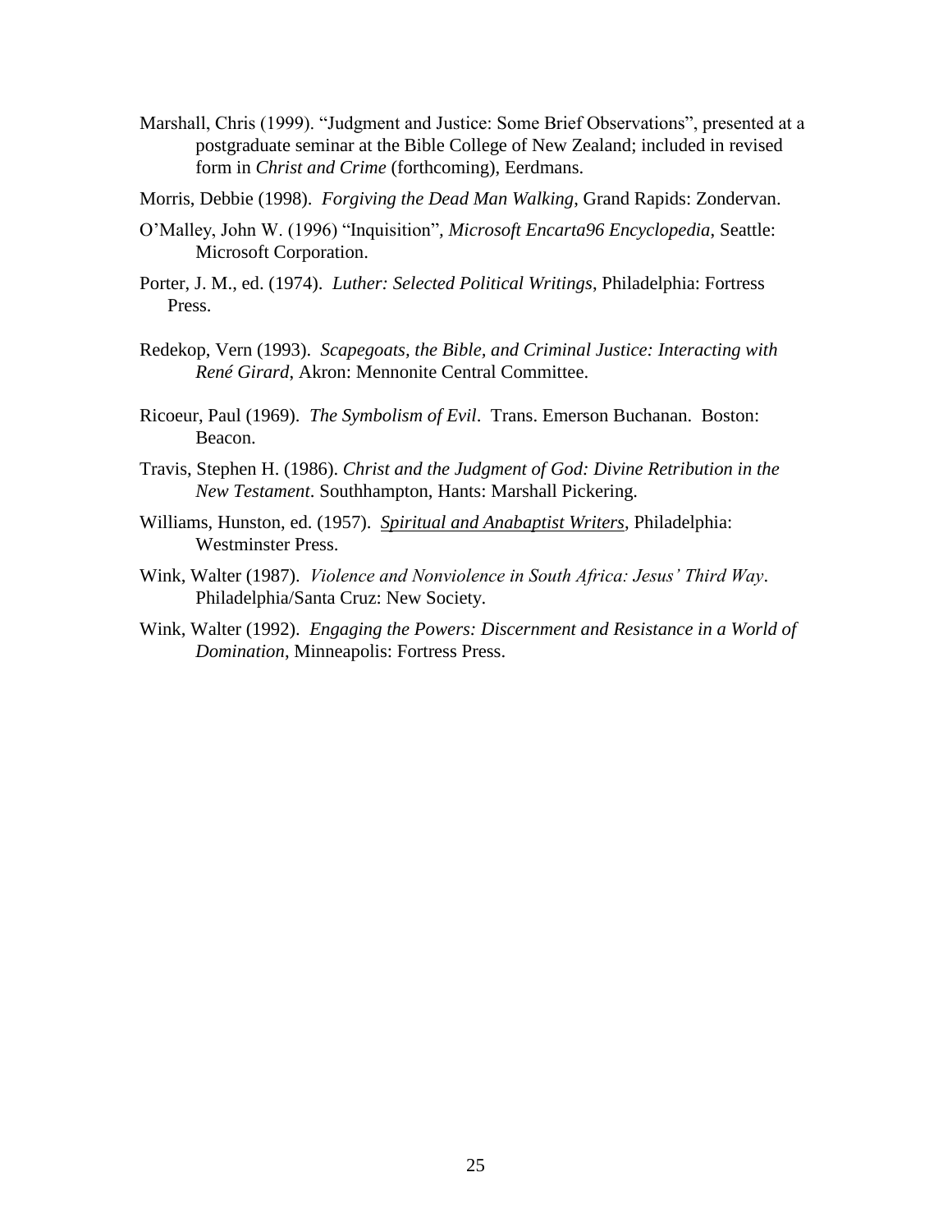Marshall, Chris (1999). "Judgment and Justice: Some Brief Observations", presented at a postgraduate seminar at the Bible College of New Zealand; included in revised form in *Christ and Crime* (forthcoming), Eerdmans.

Morris, Debbie (1998). *Forgiving the Dead Man Walking*, Grand Rapids: Zondervan.

O'Malley, John W. (1996) "Inquisition", *Microsoft Encarta96 Encyclopedia*, Seattle: Microsoft Corporation.

Porter, J. M., ed. (1974). *Luther: Selected Political Writings*, Philadelphia: Fortress Press.

Redekop, Vern (1993). *Scapegoats, the Bible, and Criminal Justice: Interacting with René Girard*, Akron: Mennonite Central Committee.

Ricoeur, Paul (1969). *The Symbolism of Evil*. Trans. Emerson Buchanan. Boston: Beacon.

Travis, Stephen H. (1986). *Christ and the Judgment of God: Divine Retribution in the New Testament*. Southhampton, Hants: Marshall Pickering.

Williams, Hunston, ed. (1957). *Spiritual and Anabaptist Writers*, Philadelphia: Westminster Press.

Wink, Walter (1987). *Violence and Nonviolence in South Africa: Jesus' Third Way*. Philadelphia/Santa Cruz: New Society.

Wink, Walter (1992). *Engaging the Powers: Discernment and Resistance in a World of Domination*, Minneapolis: Fortress Press.